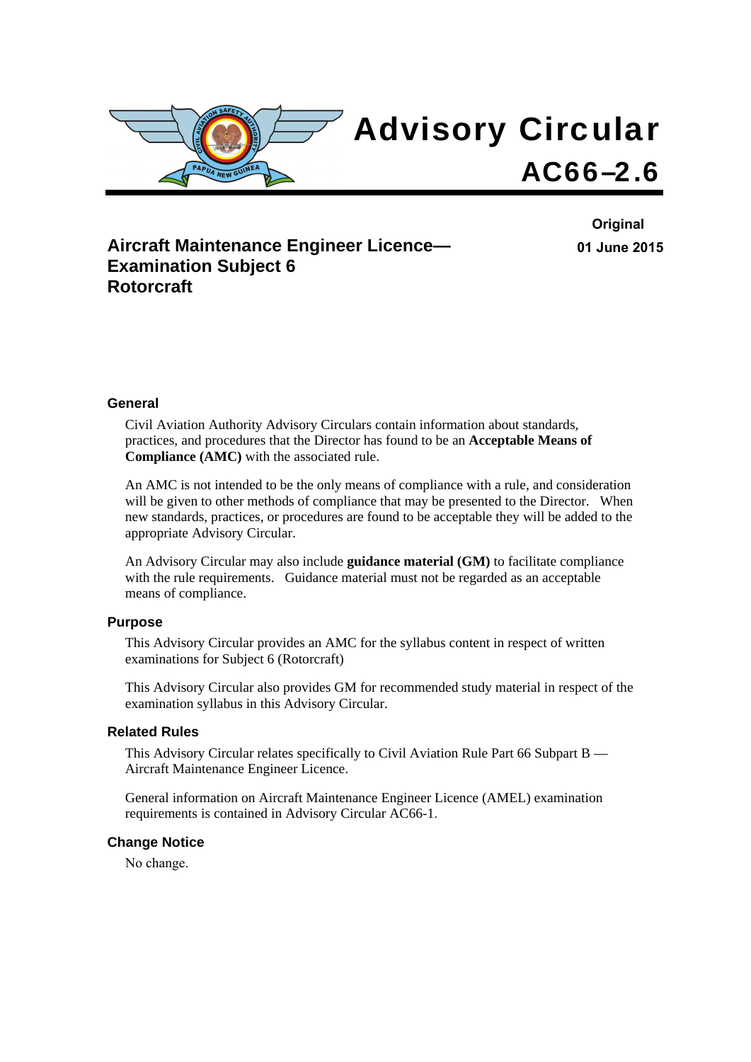# Advisory Circular

# AC66–2.6

**Original**

**01 June 2015**

## Aircraft Maintenance Engineer Licence— Examination Subject 6 Rotorcraft

### General

Civil Aviation Authority Advisory Circulars contain information about standards, practices, and procedures that the Director has found to be an **Acceptable Means of Compliance (AMC)** with the associated rule.

An AMC is not intended to be the only means of compliance with a rule, and consideration will be given to other methods of compliance that may be presented to the Director. When new standards, practices, or procedures are found to be acceptable they will be added to the appropriate Advisory Circular.

An Advisory Circular may also include **guidance material (GM)** to facilitate compliance with the rule requirements. Guidance material must not be regarded as an acceptable means of compliance.

### Purpose

This Advisory Circular provides an AMC for the syllabus content in respect of written examinations for Subject 6 (Rotorcraft)

This Advisory Circular also provides GM for recommended study material in respect of the examination syllabus in this Advisory Circular.

### Related Rules

This Advisory Circular relates specifically to Civil Aviation Rule Part 66 Subpart B — Aircraft Maintenance Engineer Licence.

General information on Aircraft Maintenance Engineer Licence (AMEL) examination requirements is contained in Advisory Circular AC66-1.

### Change Notice

No change.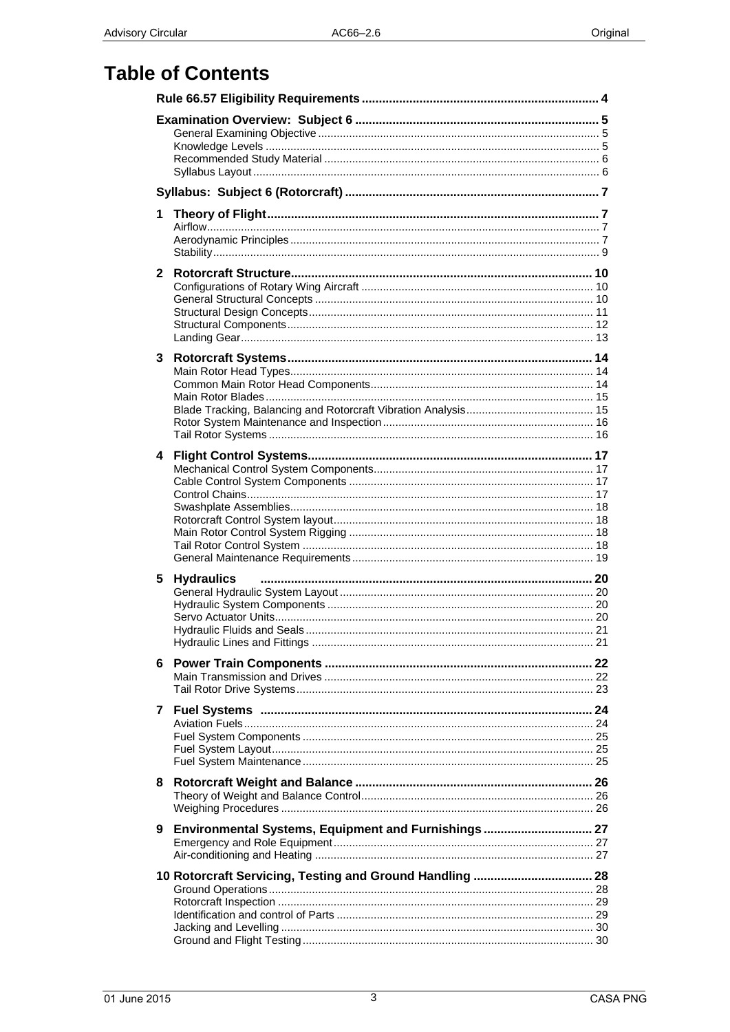# Table of Contents

| | |
|---|---|
| **Rule 66.57 Eligibility Requirements** | **4** |
| **Examination Overview: Subject 6** | **5** |
| General Examining Objective | 5 |
| Knowledge Levels | 5 |
| Recommended Study Material | 6 |
| Syllabus Layout | 6 |
| **Syllabus: Subject 6 (Rotorcraft)** | **7** |
| **1 Theory of Flight** | **7** |
| Airflow | 7 |
| Aerodynamic Principles | 7 |
| Stability | 9 |
| **2 Rotorcraft Structure** | **10** |
| Configurations of Rotary Wing Aircraft | 10 |
| General Structural Concepts | 10 |
| Structural Design Concepts | 11 |
| Structural Components | 12 |
| Landing Gear | 13 |
| **3 Rotorcraft Systems** | **14** |
| Main Rotor Head Types | 14 |
| Common Main Rotor Head Components | 14 |
| Main Rotor Blades | 15 |
| Blade Tracking, Balancing and Rotorcraft Vibration Analysis | 15 |
| Rotor System Maintenance and Inspection | 16 |
| Tail Rotor Systems | 16 |
| **4 Flight Control Systems** | **17** |
| Mechanical Control System Components | 17 |
| Cable Control System Components | 17 |
| Control Chains | 17 |
| Swashplate Assemblies | 18 |
| Rotorcraft Control System layout | 18 |
| Main Rotor Control System Rigging | 18 |
| Tail Rotor Control System | 18 |
| General Maintenance Requirements | 19 |
| **5 Hydraulics** | **20** |
| General Hydraulic System Layout | 20 |
| Hydraulic System Components | 20 |
| Servo Actuator Units | 20 |
| Hydraulic Fluids and Seals | 21 |
| Hydraulic Lines and Fittings | 21 |
| **6 Power Train Components** | **22** |
| Main Transmission and Drives | 22 |
| Tail Rotor Drive Systems | 23 |
| **7 Fuel Systems** | **24** |
| Aviation Fuels | 24 |
| Fuel System Components | 25 |
| Fuel System Layout | 25 |
| Fuel System Maintenance | 25 |
| **8 Rotorcraft Weight and Balance** | **26** |
| Theory of Weight and Balance Control | 26 |
| Weighing Procedures | 26 |
| **9 Environmental Systems, Equipment and Furnishings** | **27** |
| Emergency and Role Equipment | 27 |
| Air-conditioning and Heating | 27 |
| **10 Rotorcraft Servicing, Testing and Ground Handling** | **28** |
| Ground Operations | 28 |
| Rotorcraft Inspection | 29 |
| Identification and control of Parts | 29 |
| Jacking and Levelling | 30 |
| Ground and Flight Testing | 30 |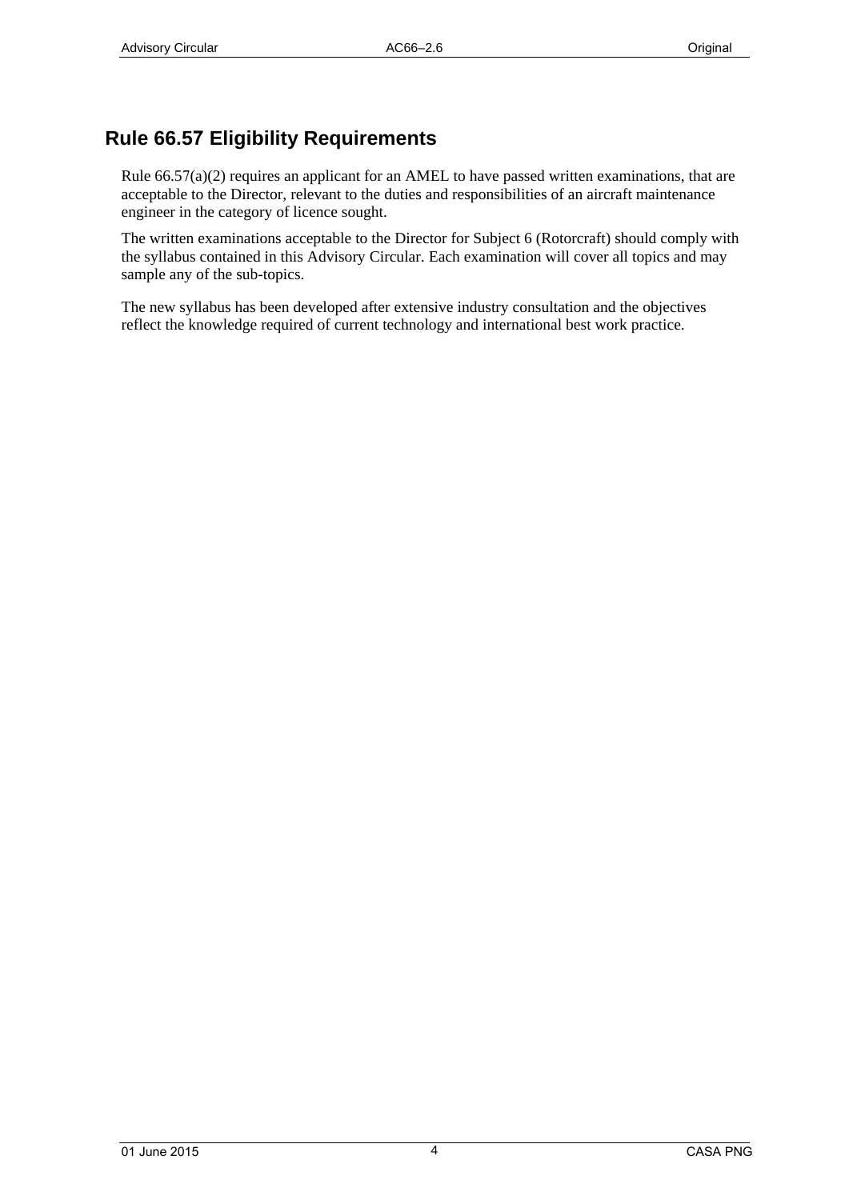## Rule 66.57 Eligibility Requirements

Rule 66.57(a)(2) requires an applicant for an AMEL to have passed written examinations, that are acceptable to the Director, relevant to the duties and responsibilities of an aircraft maintenance engineer in the category of licence sought.

The written examinations acceptable to the Director for Subject 6 (Rotorcraft) should comply with the syllabus contained in this Advisory Circular. Each examination will cover all topics and may sample any of the sub-topics.

The new syllabus has been developed after extensive industry consultation and the objectives reflect the knowledge required of current technology and international best work practice.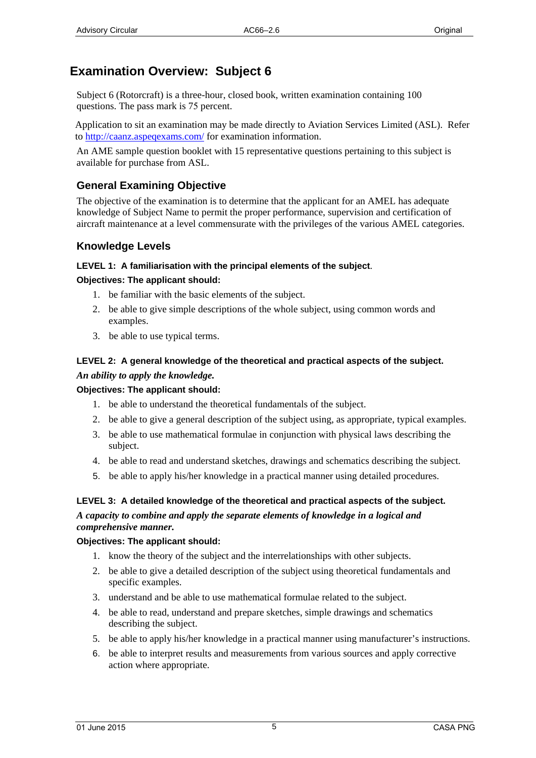# Examination Overview: Subject 6

Subject 6 (Rotorcraft) is a three-hour, closed book, written examination containing 100 questions. The pass mark is 75 percent.

Application to sit an examination may be made directly to Aviation Services Limited (ASL). Refer to http://caanz.aspeqexams.com/ for examination information.

An AME sample question booklet with 15 representative questions pertaining to this subject is available for purchase from ASL.

## General Examining Objective

The objective of the examination is to determine that the applicant for an AMEL has adequate knowledge of Subject Name to permit the proper performance, supervision and certification of aircraft maintenance at a level commensurate with the privileges of the various AMEL categories.

## Knowledge Levels

**LEVEL 1: A familiarisation with the principal elements of the subject.**

**Objectives: The applicant should:**

1. be familiar with the basic elements of the subject.
2. be able to give simple descriptions of the whole subject, using common words and examples.
3. be able to use typical terms.

**LEVEL 2: A general knowledge of the theoretical and practical aspects of the subject.**

***An ability to apply the knowledge.***

**Objectives: The applicant should:**

1. be able to understand the theoretical fundamentals of the subject.
2. be able to give a general description of the subject using, as appropriate, typical examples.
3. be able to use mathematical formulae in conjunction with physical laws describing the subject.
4. be able to read and understand sketches, drawings and schematics describing the subject.
5. be able to apply his/her knowledge in a practical manner using detailed procedures.

**LEVEL 3: A detailed knowledge of the theoretical and practical aspects of the subject.**

***A capacity to combine and apply the separate elements of knowledge in a logical and comprehensive manner.***

**Objectives: The applicant should:**

1. know the theory of the subject and the interrelationships with other subjects.
2. be able to give a detailed description of the subject using theoretical fundamentals and specific examples.
3. understand and be able to use mathematical formulae related to the subject.
4. be able to read, understand and prepare sketches, simple drawings and schematics describing the subject.
5. be able to apply his/her knowledge in a practical manner using manufacturer's instructions.
6. be able to interpret results and measurements from various sources and apply corrective action where appropriate.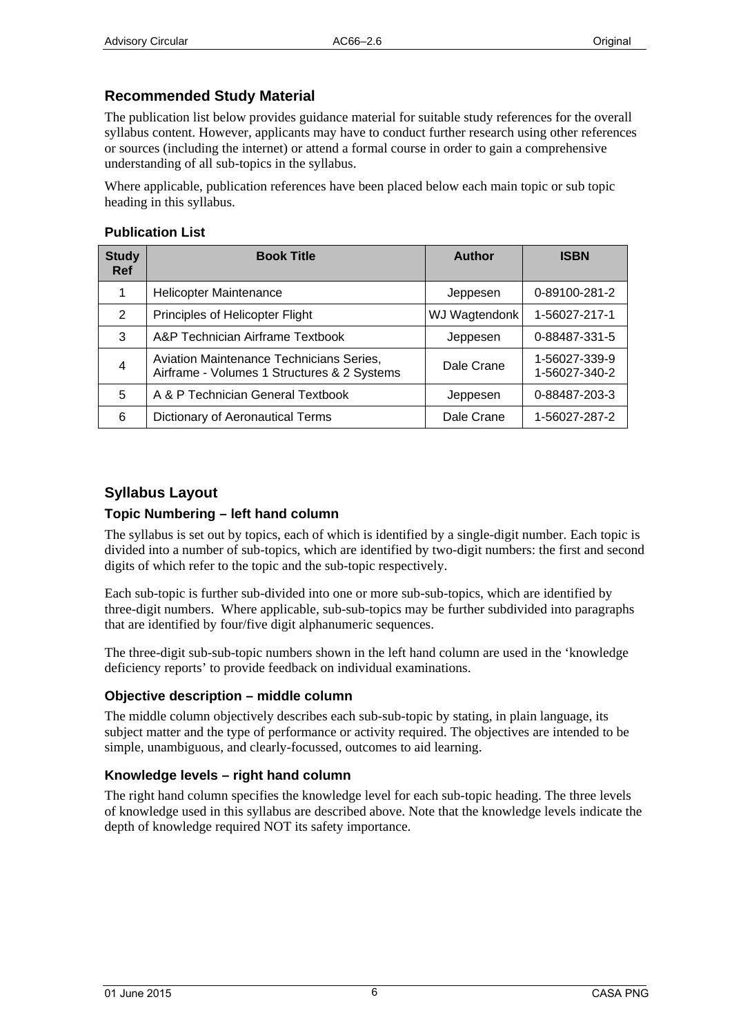## Recommended Study Material

The publication list below provides guidance material for suitable study references for the overall syllabus content. However, applicants may have to conduct further research using other references or sources (including the internet) or attend a formal course in order to gain a comprehensive understanding of all sub-topics in the syllabus.

Where applicable, publication references have been placed below each main topic or sub topic heading in this syllabus.

### Publication List

| Study Ref | Book Title | Author | ISBN |
|---|---|---|---|
| 1 | Helicopter Maintenance | Jeppesen | 0-89100-281-2 |
| 2 | Principles of Helicopter Flight | WJ Wagtendonk | 1-56027-217-1 |
| 3 | A&P Technician Airframe Textbook | Jeppesen | 0-88487-331-5 |
| 4 | Aviation Maintenance Technicians Series, Airframe - Volumes 1 Structures & 2 Systems | Dale Crane | 1-56027-339-9 1-56027-340-2 |
| 5 | A & P Technician General Textbook | Jeppesen | 0-88487-203-3 |
| 6 | Dictionary of Aeronautical Terms | Dale Crane | 1-56027-287-2 |

## Syllabus Layout

### Topic Numbering – left hand column

The syllabus is set out by topics, each of which is identified by a single-digit number. Each topic is divided into a number of sub-topics, which are identified by two-digit numbers: the first and second digits of which refer to the topic and the sub-topic respectively.

Each sub-topic is further sub-divided into one or more sub-sub-topics, which are identified by three-digit numbers. Where applicable, sub-sub-topics may be further subdivided into paragraphs that are identified by four/five digit alphanumeric sequences.

The three-digit sub-sub-topic numbers shown in the left hand column are used in the 'knowledge deficiency reports' to provide feedback on individual examinations.

### Objective description – middle column

The middle column objectively describes each sub-sub-topic by stating, in plain language, its subject matter and the type of performance or activity required. The objectives are intended to be simple, unambiguous, and clearly-focussed, outcomes to aid learning.

### Knowledge levels – right hand column

The right hand column specifies the knowledge level for each sub-topic heading. The three levels of knowledge used in this syllabus are described above. Note that the knowledge levels indicate the depth of knowledge required NOT its safety importance.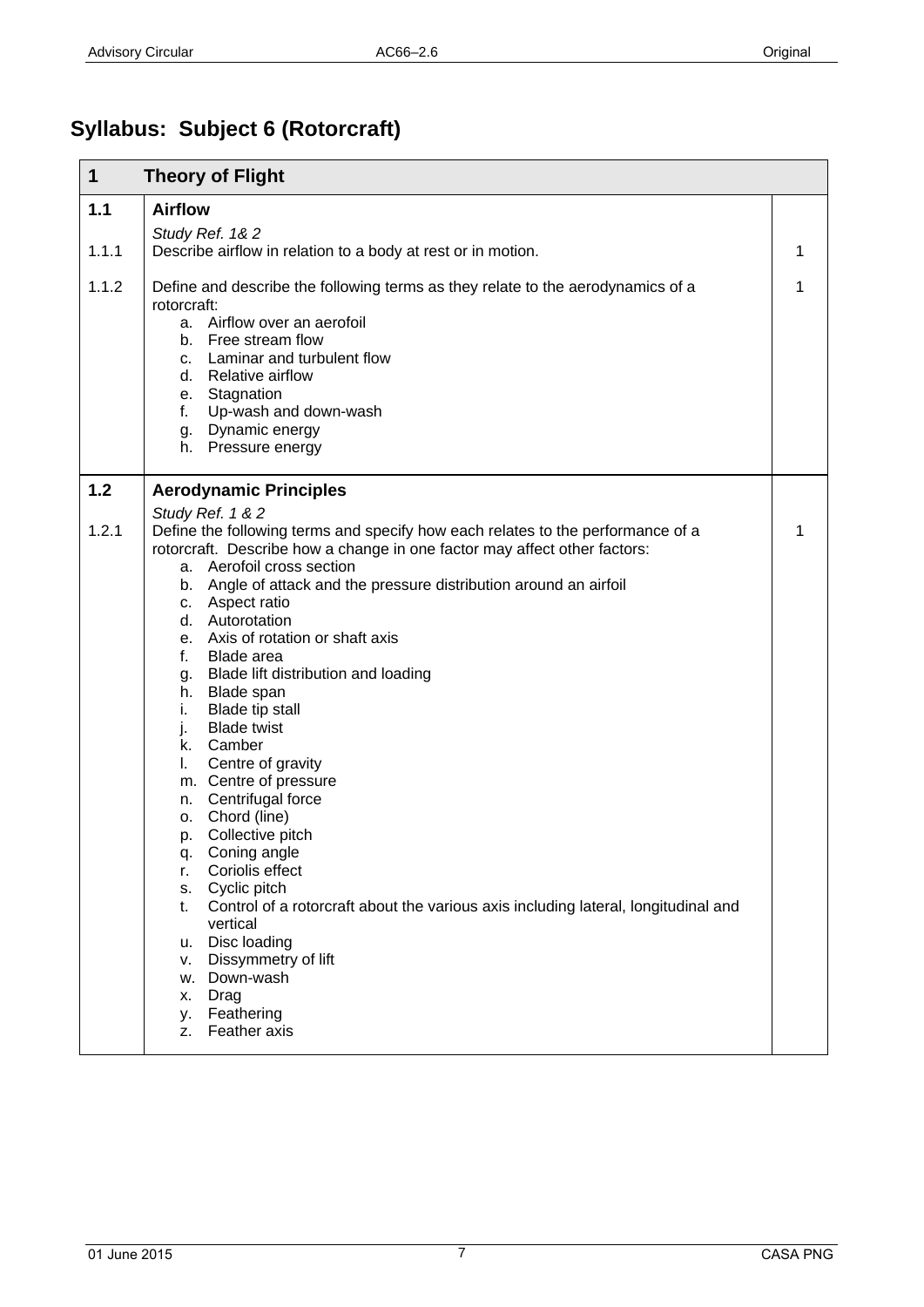## Syllabus: Subject 6 (Rotorcraft)

| 1 | Theory of Flight | |
|---|---|---|
| **1.1** | **Airflow** | |
| | *Study Ref. 1& 2* | |
| 1.1.1 | Describe airflow in relation to a body at rest or in motion. | 1 |
| 1.1.2 | Define and describe the following terms as they relate to the aerodynamics of a rotorcraft:<br>a. Airflow over an aerofoil<br>b. Free stream flow<br>c. Laminar and turbulent flow<br>d. Relative airflow<br>e. Stagnation<br>f. Up-wash and down-wash<br>g. Dynamic energy<br>h. Pressure energy | 1 |
| **1.2** | **Aerodynamic Principles** | |
| | *Study Ref. 1 & 2* | |
| 1.2.1 | Define the following terms and specify how each relates to the performance of a rotorcraft. Describe how a change in one factor may affect other factors:<br>a. Aerofoil cross section<br>b. Angle of attack and the pressure distribution around an airfoil<br>c. Aspect ratio<br>d. Autorotation<br>e. Axis of rotation or shaft axis<br>f. Blade area<br>g. Blade lift distribution and loading<br>h. Blade span<br>i. Blade tip stall<br>j. Blade twist<br>k. Camber<br>l. Centre of gravity<br>m. Centre of pressure<br>n. Centrifugal force<br>o. Chord (line)<br>p. Collective pitch<br>q. Coning angle<br>r. Coriolis effect<br>s. Cyclic pitch<br>t. Control of a rotorcraft about the various axis including lateral, longitudinal and vertical<br>u. Disc loading<br>v. Dissymmetry of lift<br>w. Down-wash<br>x. Drag<br>y. Feathering<br>z. Feather axis | 1 |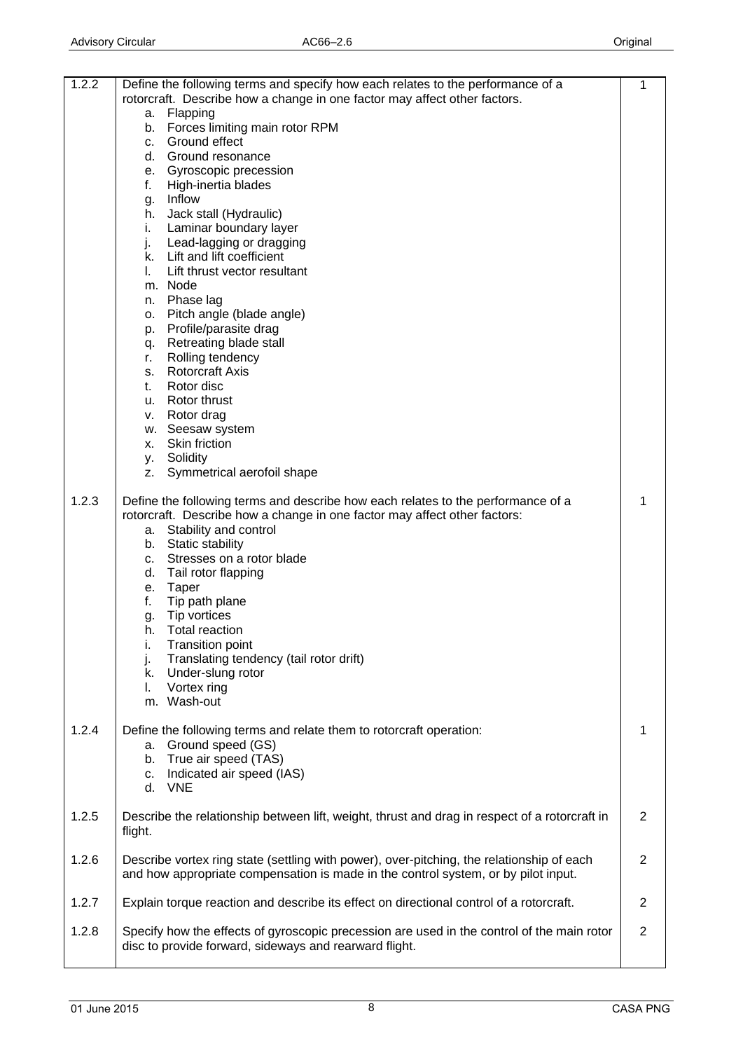| | | |
|---|---|---|
| 1.2.2 | Define the following terms and specify how each relates to the performance of a rotorcraft. Describe how a change in one factor may affect other factors.<br>a. Flapping<br>b. Forces limiting main rotor RPM<br>c. Ground effect<br>d. Ground resonance<br>e. Gyroscopic precession<br>f. High-inertia blades<br>g. Inflow<br>h. Jack stall (Hydraulic)<br>i. Laminar boundary layer<br>j. Lead-lagging or dragging<br>k. Lift and lift coefficient<br>l. Lift thrust vector resultant<br>m. Node<br>n. Phase lag<br>o. Pitch angle (blade angle)<br>p. Profile/parasite drag<br>q. Retreating blade stall<br>r. Rolling tendency<br>s. Rotorcraft Axis<br>t. Rotor disc<br>u. Rotor thrust<br>v. Rotor drag<br>w. Seesaw system<br>x. Skin friction<br>y. Solidity<br>z. Symmetrical aerofoil shape | 1 |
| 1.2.3 | Define the following terms and describe how each relates to the performance of a rotorcraft. Describe how a change in one factor may affect other factors:<br>a. Stability and control<br>b. Static stability<br>c. Stresses on a rotor blade<br>d. Tail rotor flapping<br>e. Taper<br>f. Tip path plane<br>g. Tip vortices<br>h. Total reaction<br>i. Transition point<br>j. Translating tendency (tail rotor drift)<br>k. Under-slung rotor<br>l. Vortex ring<br>m. Wash-out | 1 |
| 1.2.4 | Define the following terms and relate them to rotorcraft operation:<br>a. Ground speed (GS)<br>b. True air speed (TAS)<br>c. Indicated air speed (IAS)<br>d. VNE | 1 |
| 1.2.5 | Describe the relationship between lift, weight, thrust and drag in respect of a rotorcraft in flight. | 2 |
| 1.2.6 | Describe vortex ring state (settling with power), over-pitching, the relationship of each and how appropriate compensation is made in the control system, or by pilot input. | 2 |
| 1.2.7 | Explain torque reaction and describe its effect on directional control of a rotorcraft. | 2 |
| 1.2.8 | Specify how the effects of gyroscopic precession are used in the control of the main rotor disc to provide forward, sideways and rearward flight. | 2 |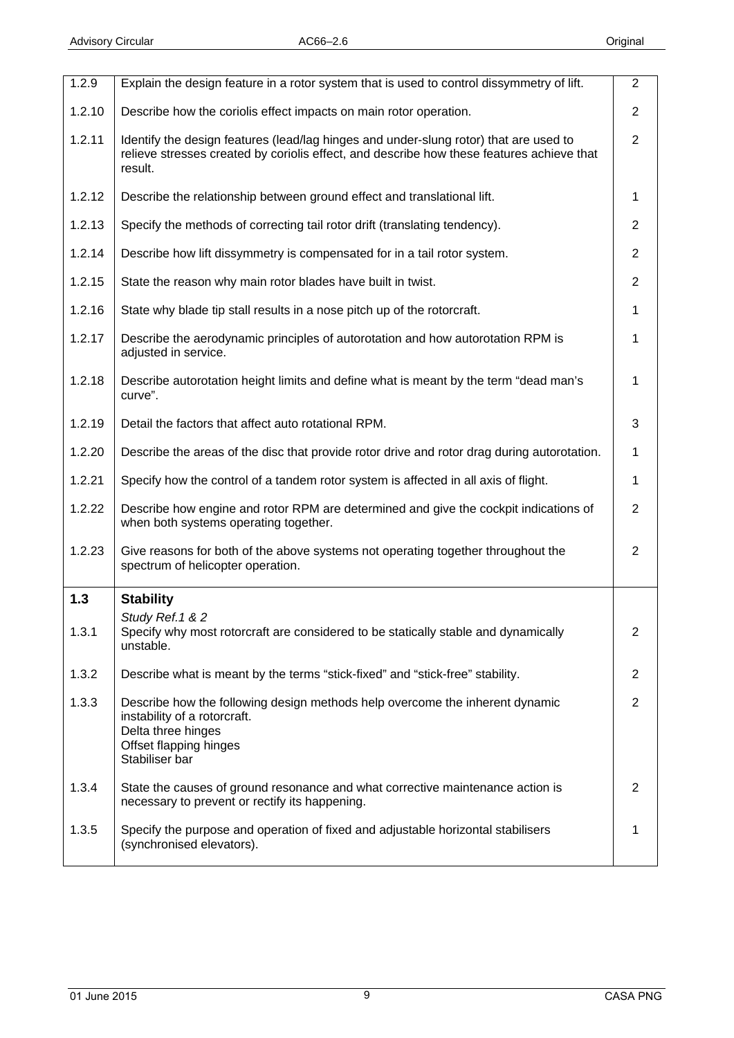| | | |
|---|---|---|
| 1.2.9 | Explain the design feature in a rotor system that is used to control dissymmetry of lift. | 2 |
| 1.2.10 | Describe how the coriolis effect impacts on main rotor operation. | 2 |
| 1.2.11 | Identify the design features (lead/lag hinges and under-slung rotor) that are used to relieve stresses created by coriolis effect, and describe how these features achieve that result. | 2 |
| 1.2.12 | Describe the relationship between ground effect and translational lift. | 1 |
| 1.2.13 | Specify the methods of correcting tail rotor drift (translating tendency). | 2 |
| 1.2.14 | Describe how lift dissymmetry is compensated for in a tail rotor system. | 2 |
| 1.2.15 | State the reason why main rotor blades have built in twist. | 2 |
| 1.2.16 | State why blade tip stall results in a nose pitch up of the rotorcraft. | 1 |
| 1.2.17 | Describe the aerodynamic principles of autorotation and how autorotation RPM is adjusted in service. | 1 |
| 1.2.18 | Describe autorotation height limits and define what is meant by the term "dead man's curve". | 1 |
| 1.2.19 | Detail the factors that affect auto rotational RPM. | 3 |
| 1.2.20 | Describe the areas of the disc that provide rotor drive and rotor drag during autorotation. | 1 |
| 1.2.21 | Specify how the control of a tandem rotor system is affected in all axis of flight. | 1 |
| 1.2.22 | Describe how engine and rotor RPM are determined and give the cockpit indications of when both systems operating together. | 2 |
| 1.2.23 | Give reasons for both of the above systems not operating together throughout the spectrum of helicopter operation. | 2 |
| **1.3** | **Stability**<br>*Study Ref.1 & 2* | |
| 1.3.1 | Specify why most rotorcraft are considered to be statically stable and dynamically unstable. | 2 |
| 1.3.2 | Describe what is meant by the terms "stick-fixed" and "stick-free" stability. | 2 |
| 1.3.3 | Describe how the following design methods help overcome the inherent dynamic instability of a rotorcraft.<br>Delta three hinges<br>Offset flapping hinges<br>Stabiliser bar | 2 |
| 1.3.4 | State the causes of ground resonance and what corrective maintenance action is necessary to prevent or rectify its happening. | 2 |
| 1.3.5 | Specify the purpose and operation of fixed and adjustable horizontal stabilisers (synchronised elevators). | 1 |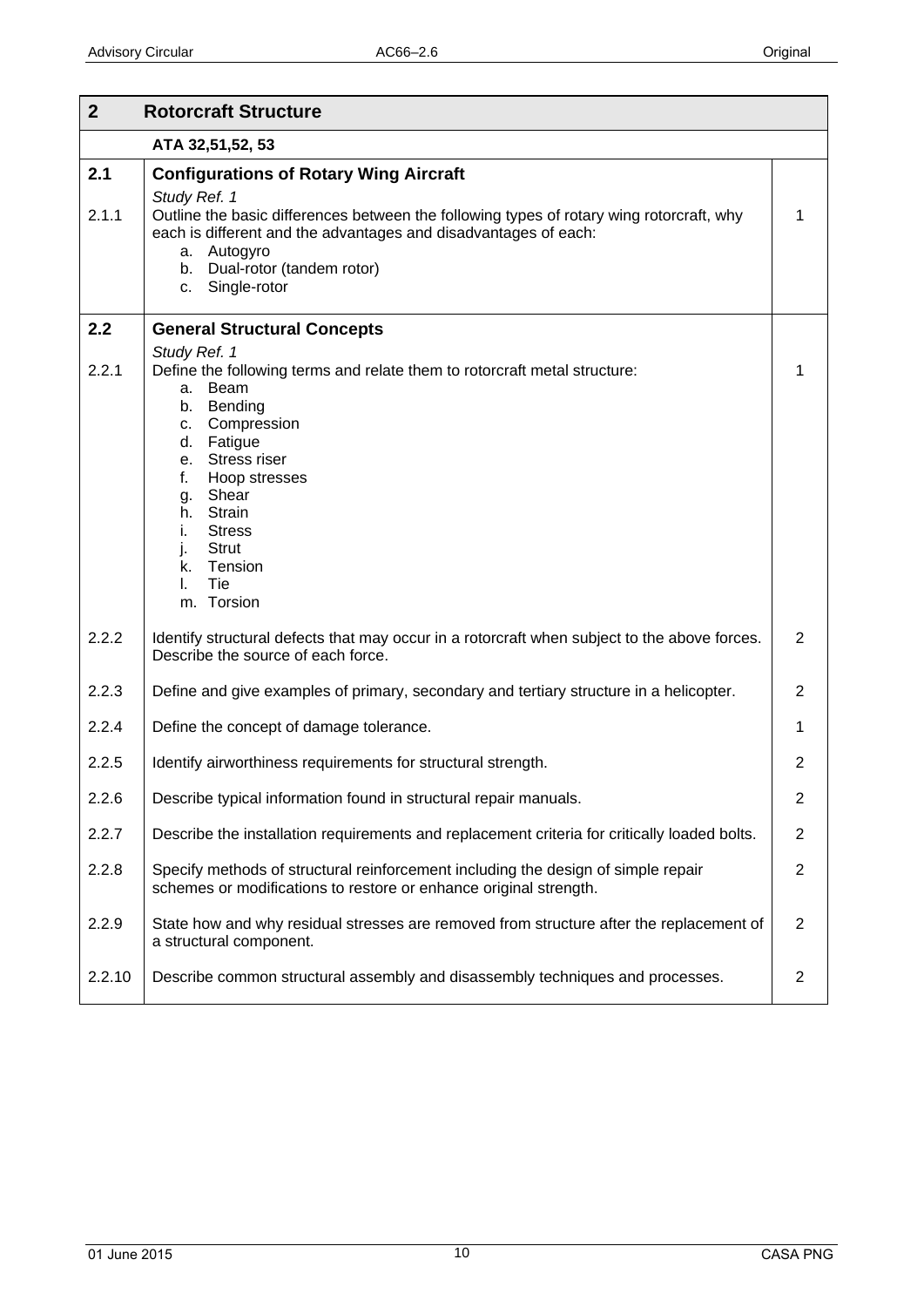| 2 | Rotorcraft Structure | |
|---|---|---|
| | **ATA 32,51,52, 53** | |
| **2.1** | **Configurations of Rotary Wing Aircraft** | |
| | *Study Ref. 1* | |
| 2.1.1 | Outline the basic differences between the following types of rotary wing rotorcraft, why each is different and the advantages and disadvantages of each:<br>a. Autogyro<br>b. Dual-rotor (tandem rotor)<br>c. Single-rotor | 1 |
| **2.2** | **General Structural Concepts** | |
| | *Study Ref. 1* | |
| 2.2.1 | Define the following terms and relate them to rotorcraft metal structure:<br>a. Beam<br>b. Bending<br>c. Compression<br>d. Fatigue<br>e. Stress riser<br>f. Hoop stresses<br>g. Shear<br>h. Strain<br>i. Stress<br>j. Strut<br>k. Tension<br>l. Tie<br>m. Torsion | 1 |
| 2.2.2 | Identify structural defects that may occur in a rotorcraft when subject to the above forces. Describe the source of each force. | 2 |
| 2.2.3 | Define and give examples of primary, secondary and tertiary structure in a helicopter. | 2 |
| 2.2.4 | Define the concept of damage tolerance. | 1 |
| 2.2.5 | Identify airworthiness requirements for structural strength. | 2 |
| 2.2.6 | Describe typical information found in structural repair manuals. | 2 |
| 2.2.7 | Describe the installation requirements and replacement criteria for critically loaded bolts. | 2 |
| 2.2.8 | Specify methods of structural reinforcement including the design of simple repair schemes or modifications to restore or enhance original strength. | 2 |
| 2.2.9 | State how and why residual stresses are removed from structure after the replacement of a structural component. | 2 |
| 2.2.10 | Describe common structural assembly and disassembly techniques and processes. | 2 |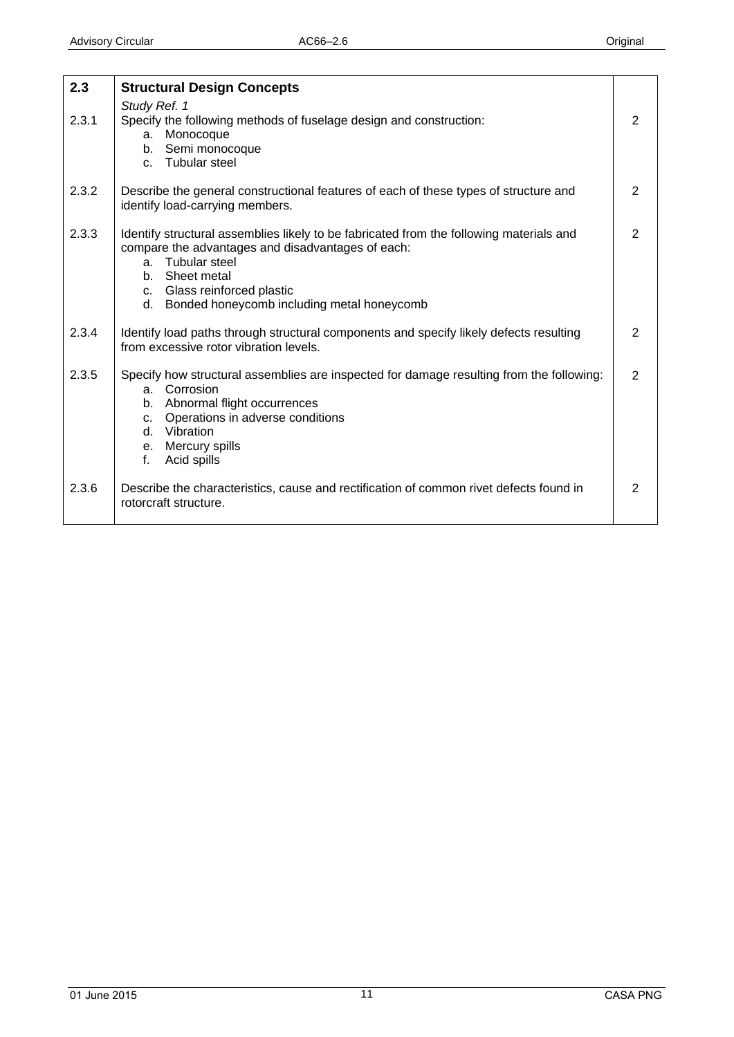| | | |
|---|---|---|
| **2.3** | **Structural Design Concepts**<br>*Study Ref. 1* | |
| 2.3.1 | Specify the following methods of fuselage design and construction:<br>a. Monocoque<br>b. Semi monocoque<br>c. Tubular steel | 2 |
| 2.3.2 | Describe the general constructional features of each of these types of structure and identify load-carrying members. | 2 |
| 2.3.3 | Identify structural assemblies likely to be fabricated from the following materials and compare the advantages and disadvantages of each:<br>a. Tubular steel<br>b. Sheet metal<br>c. Glass reinforced plastic<br>d. Bonded honeycomb including metal honeycomb | 2 |
| 2.3.4 | Identify load paths through structural components and specify likely defects resulting from excessive rotor vibration levels. | 2 |
| 2.3.5 | Specify how structural assemblies are inspected for damage resulting from the following:<br>a. Corrosion<br>b. Abnormal flight occurrences<br>c. Operations in adverse conditions<br>d. Vibration<br>e. Mercury spills<br>f. Acid spills | 2 |
| 2.3.6 | Describe the characteristics, cause and rectification of common rivet defects found in rotorcraft structure. | 2 |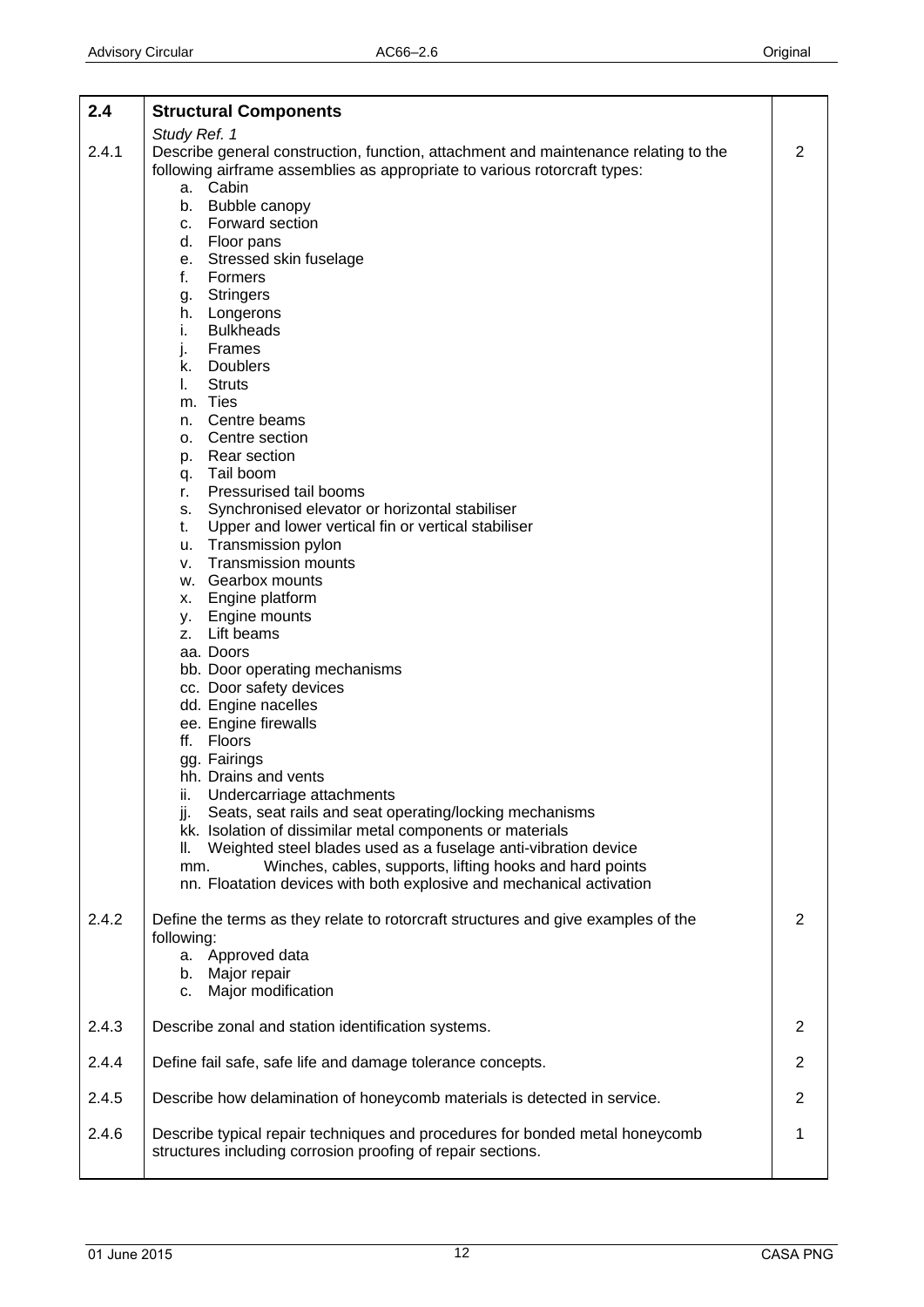| 2.4 | **Structural Components** | |
|---|---|---|
| | *Study Ref. 1* | |
| 2.4.1 | Describe general construction, function, attachment and maintenance relating to the following airframe assemblies as appropriate to various rotorcraft types:<br>a. Cabin<br>b. Bubble canopy<br>c. Forward section<br>d. Floor pans<br>e. Stressed skin fuselage<br>f. Formers<br>g. Stringers<br>h. Longerons<br>i. Bulkheads<br>j. Frames<br>k. Doublers<br>l. Struts<br>m. Ties<br>n. Centre beams<br>o. Centre section<br>p. Rear section<br>q. Tail boom<br>r. Pressurised tail booms<br>s. Synchronised elevator or horizontal stabiliser<br>t. Upper and lower vertical fin or vertical stabiliser<br>u. Transmission pylon<br>v. Transmission mounts<br>w. Gearbox mounts<br>x. Engine platform<br>y. Engine mounts<br>z. Lift beams<br>aa. Doors<br>bb. Door operating mechanisms<br>cc. Door safety devices<br>dd. Engine nacelles<br>ee. Engine firewalls<br>ff. Floors<br>gg. Fairings<br>hh. Drains and vents<br>ii. Undercarriage attachments<br>jj. Seats, seat rails and seat operating/locking mechanisms<br>kk. Isolation of dissimilar metal components or materials<br>ll. Weighted steel blades used as a fuselage anti-vibration device<br>mm. Winches, cables, supports, lifting hooks and hard points<br>nn. Floatation devices with both explosive and mechanical activation | 2 |
| 2.4.2 | Define the terms as they relate to rotorcraft structures and give examples of the following:<br>a. Approved data<br>b. Major repair<br>c. Major modification | 2 |
| 2.4.3 | Describe zonal and station identification systems. | 2 |
| 2.4.4 | Define fail safe, safe life and damage tolerance concepts. | 2 |
| 2.4.5 | Describe how delamination of honeycomb materials is detected in service. | 2 |
| 2.4.6 | Describe typical repair techniques and procedures for bonded metal honeycomb structures including corrosion proofing of repair sections. | 1 |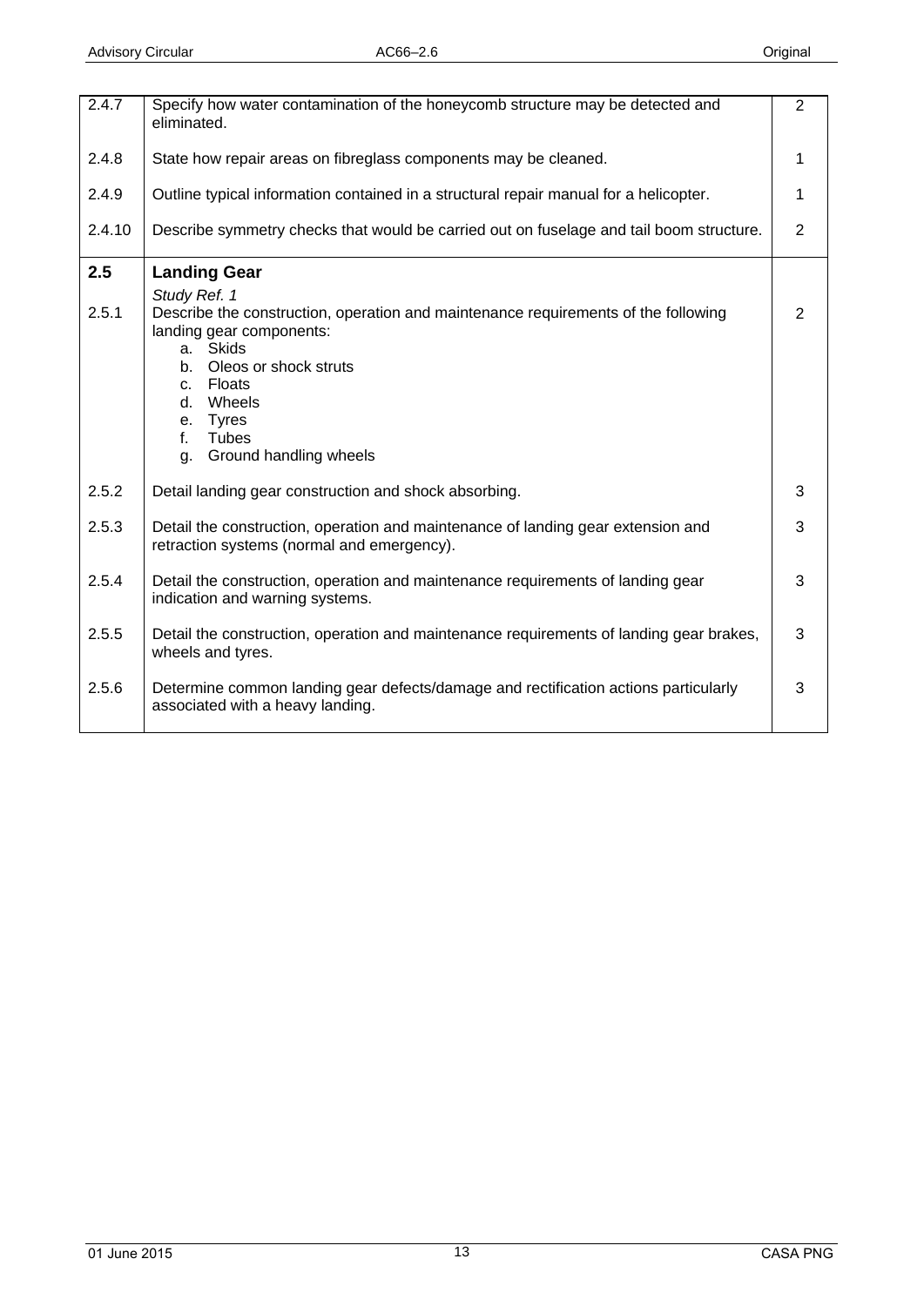| | | |
|---|---|---|
| 2.4.7 | Specify how water contamination of the honeycomb structure may be detected and eliminated. | 2 |
| 2.4.8 | State how repair areas on fibreglass components may be cleaned. | 1 |
| 2.4.9 | Outline typical information contained in a structural repair manual for a helicopter. | 1 |
| 2.4.10 | Describe symmetry checks that would be carried out on fuselage and tail boom structure. | 2 |
| **2.5** | **Landing Gear** | |
| | *Study Ref. 1* | |
| 2.5.1 | Describe the construction, operation and maintenance requirements of the following landing gear components:<br>a. Skids<br>b. Oleos or shock struts<br>c. Floats<br>d. Wheels<br>e. Tyres<br>f. Tubes<br>g. Ground handling wheels | 2 |
| 2.5.2 | Detail landing gear construction and shock absorbing. | 3 |
| 2.5.3 | Detail the construction, operation and maintenance of landing gear extension and retraction systems (normal and emergency). | 3 |
| 2.5.4 | Detail the construction, operation and maintenance requirements of landing gear indication and warning systems. | 3 |
| 2.5.5 | Detail the construction, operation and maintenance requirements of landing gear brakes, wheels and tyres. | 3 |
| 2.5.6 | Determine common landing gear defects/damage and rectification actions particularly associated with a heavy landing. | 3 |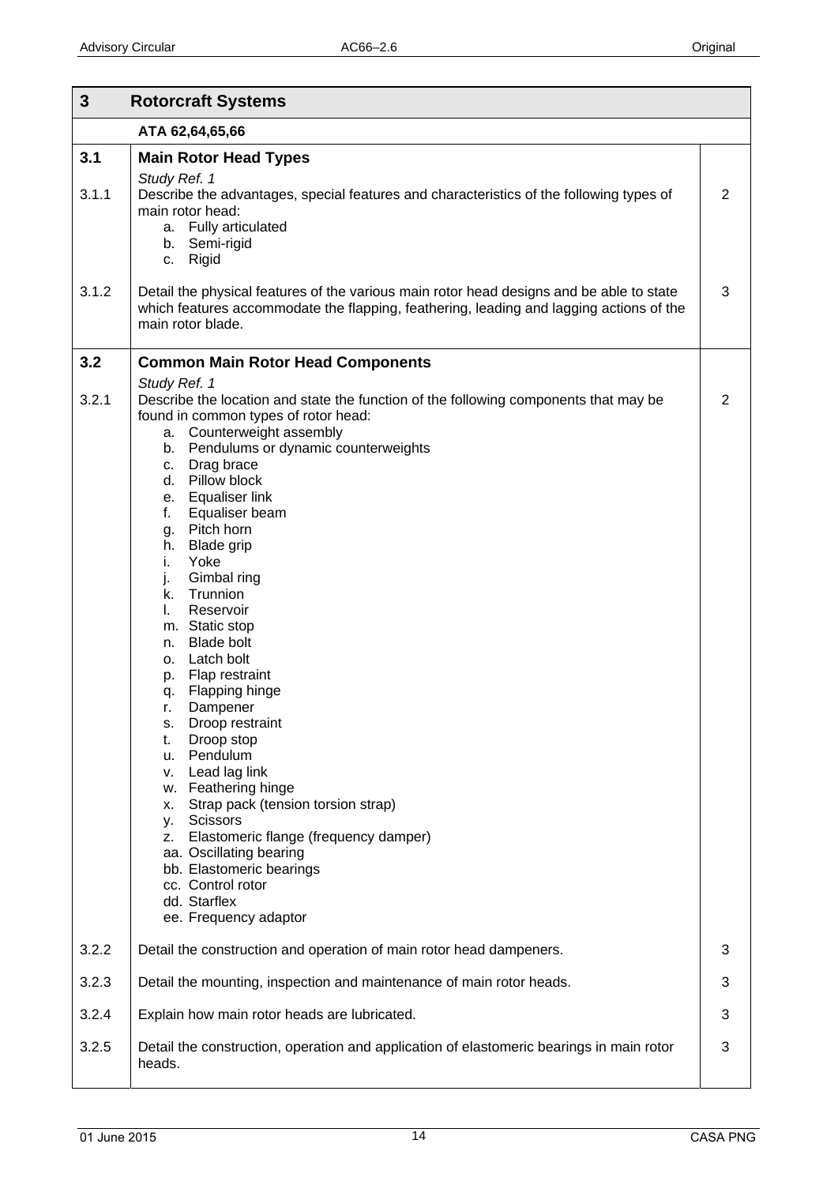| 3 | Rotorcraft Systems | |
|---|---|---|
| | **ATA 62,64,65,66** | |
| **3.1** | **Main Rotor Head Types** | |
| | *Study Ref. 1* | |
| 3.1.1 | Describe the advantages, special features and characteristics of the following types of main rotor head:<br>a. Fully articulated<br>b. Semi-rigid<br>c. Rigid | 2 |
| 3.1.2 | Detail the physical features of the various main rotor head designs and be able to state which features accommodate the flapping, feathering, leading and lagging actions of the main rotor blade. | 3 |
| **3.2** | **Common Main Rotor Head Components** | |
| | *Study Ref. 1* | |
| 3.2.1 | Describe the location and state the function of the following components that may be found in common types of rotor head:<br>a. Counterweight assembly<br>b. Pendulums or dynamic counterweights<br>c. Drag brace<br>d. Pillow block<br>e. Equaliser link<br>f. Equaliser beam<br>g. Pitch horn<br>h. Blade grip<br>i. Yoke<br>j. Gimbal ring<br>k. Trunnion<br>l. Reservoir<br>m. Static stop<br>n. Blade bolt<br>o. Latch bolt<br>p. Flap restraint<br>q. Flapping hinge<br>r. Dampener<br>s. Droop restraint<br>t. Droop stop<br>u. Pendulum<br>v. Lead lag link<br>w. Feathering hinge<br>x. Strap pack (tension torsion strap)<br>y. Scissors<br>z. Elastomeric flange (frequency damper)<br>aa. Oscillating bearing<br>bb. Elastomeric bearings<br>cc. Control rotor<br>dd. Starflex<br>ee. Frequency adaptor | 2 |
| 3.2.2 | Detail the construction and operation of main rotor head dampeners. | 3 |
| 3.2.3 | Detail the mounting, inspection and maintenance of main rotor heads. | 3 |
| 3.2.4 | Explain how main rotor heads are lubricated. | 3 |
| 3.2.5 | Detail the construction, operation and application of elastomeric bearings in main rotor heads. | 3 |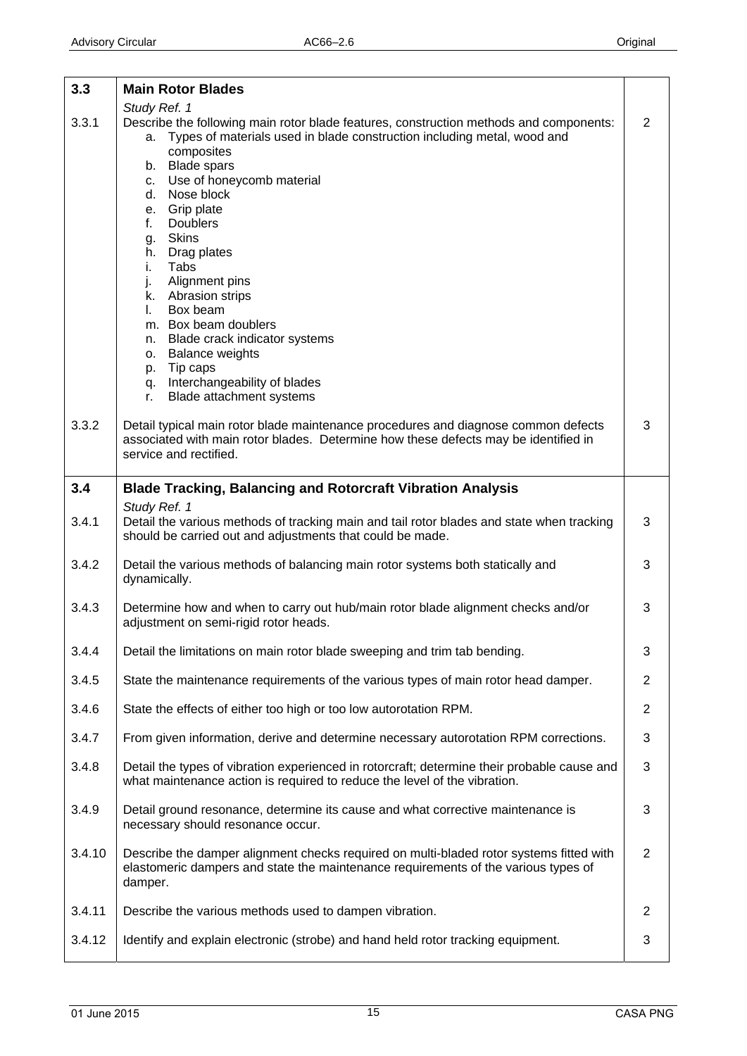| | | |
|---|---|---|
| **3.3** | **Main Rotor Blades** | |
| | *Study Ref. 1* | |
| 3.3.1 | Describe the following main rotor blade features, construction methods and components:<br>a. Types of materials used in blade construction including metal, wood and composites<br>b. Blade spars<br>c. Use of honeycomb material<br>d. Nose block<br>e. Grip plate<br>f. Doublers<br>g. Skins<br>h. Drag plates<br>i. Tabs<br>j. Alignment pins<br>k. Abrasion strips<br>l. Box beam<br>m. Box beam doublers<br>n. Blade crack indicator systems<br>o. Balance weights<br>p. Tip caps<br>q. Interchangeability of blades<br>r. Blade attachment systems | 2 |
| 3.3.2 | Detail typical main rotor blade maintenance procedures and diagnose common defects associated with main rotor blades. Determine how these defects may be identified in service and rectified. | 3 |
| **3.4** | **Blade Tracking, Balancing and Rotorcraft Vibration Analysis** | |
| | *Study Ref. 1* | |
| 3.4.1 | Detail the various methods of tracking main and tail rotor blades and state when tracking should be carried out and adjustments that could be made. | 3 |
| 3.4.2 | Detail the various methods of balancing main rotor systems both statically and dynamically. | 3 |
| 3.4.3 | Determine how and when to carry out hub/main rotor blade alignment checks and/or adjustment on semi-rigid rotor heads. | 3 |
| 3.4.4 | Detail the limitations on main rotor blade sweeping and trim tab bending. | 3 |
| 3.4.5 | State the maintenance requirements of the various types of main rotor head damper. | 2 |
| 3.4.6 | State the effects of either too high or too low autorotation RPM. | 2 |
| 3.4.7 | From given information, derive and determine necessary autorotation RPM corrections. | 3 |
| 3.4.8 | Detail the types of vibration experienced in rotorcraft; determine their probable cause and what maintenance action is required to reduce the level of the vibration. | 3 |
| 3.4.9 | Detail ground resonance, determine its cause and what corrective maintenance is necessary should resonance occur. | 3 |
| 3.4.10 | Describe the damper alignment checks required on multi-bladed rotor systems fitted with elastomeric dampers and state the maintenance requirements of the various types of damper. | 2 |
| 3.4.11 | Describe the various methods used to dampen vibration. | 2 |
| 3.4.12 | Identify and explain electronic (strobe) and hand held rotor tracking equipment. | 3 |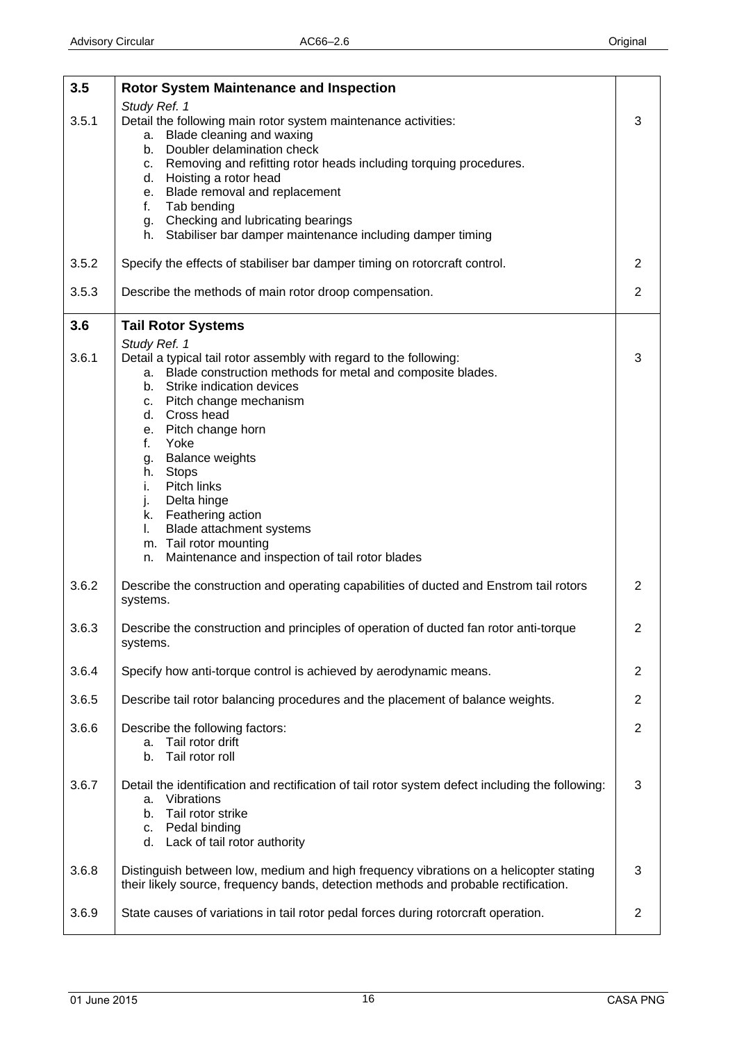| | | |
|---|---|---|
| **3.5** | **Rotor System Maintenance and Inspection** | |
| | *Study Ref. 1* | |
| 3.5.1 | Detail the following main rotor system maintenance activities:<br>a. Blade cleaning and waxing<br>b. Doubler delamination check<br>c. Removing and refitting rotor heads including torquing procedures.<br>d. Hoisting a rotor head<br>e. Blade removal and replacement<br>f. Tab bending<br>g. Checking and lubricating bearings<br>h. Stabiliser bar damper maintenance including damper timing | 3 |
| 3.5.2 | Specify the effects of stabiliser bar damper timing on rotorcraft control. | 2 |
| 3.5.3 | Describe the methods of main rotor droop compensation. | 2 |
| **3.6** | **Tail Rotor Systems** | |
| | *Study Ref. 1* | |
| 3.6.1 | Detail a typical tail rotor assembly with regard to the following:<br>a. Blade construction methods for metal and composite blades.<br>b. Strike indication devices<br>c. Pitch change mechanism<br>d. Cross head<br>e. Pitch change horn<br>f. Yoke<br>g. Balance weights<br>h. Stops<br>i. Pitch links<br>j. Delta hinge<br>k. Feathering action<br>l. Blade attachment systems<br>m. Tail rotor mounting<br>n. Maintenance and inspection of tail rotor blades | 3 |
| 3.6.2 | Describe the construction and operating capabilities of ducted and Enstrom tail rotors systems. | 2 |
| 3.6.3 | Describe the construction and principles of operation of ducted fan rotor anti-torque systems. | 2 |
| 3.6.4 | Specify how anti-torque control is achieved by aerodynamic means. | 2 |
| 3.6.5 | Describe tail rotor balancing procedures and the placement of balance weights. | 2 |
| 3.6.6 | Describe the following factors:<br>a. Tail rotor drift<br>b. Tail rotor roll | 2 |
| 3.6.7 | Detail the identification and rectification of tail rotor system defect including the following:<br>a. Vibrations<br>b. Tail rotor strike<br>c. Pedal binding<br>d. Lack of tail rotor authority | 3 |
| 3.6.8 | Distinguish between low, medium and high frequency vibrations on a helicopter stating their likely source, frequency bands, detection methods and probable rectification. | 3 |
| 3.6.9 | State causes of variations in tail rotor pedal forces during rotorcraft operation. | 2 |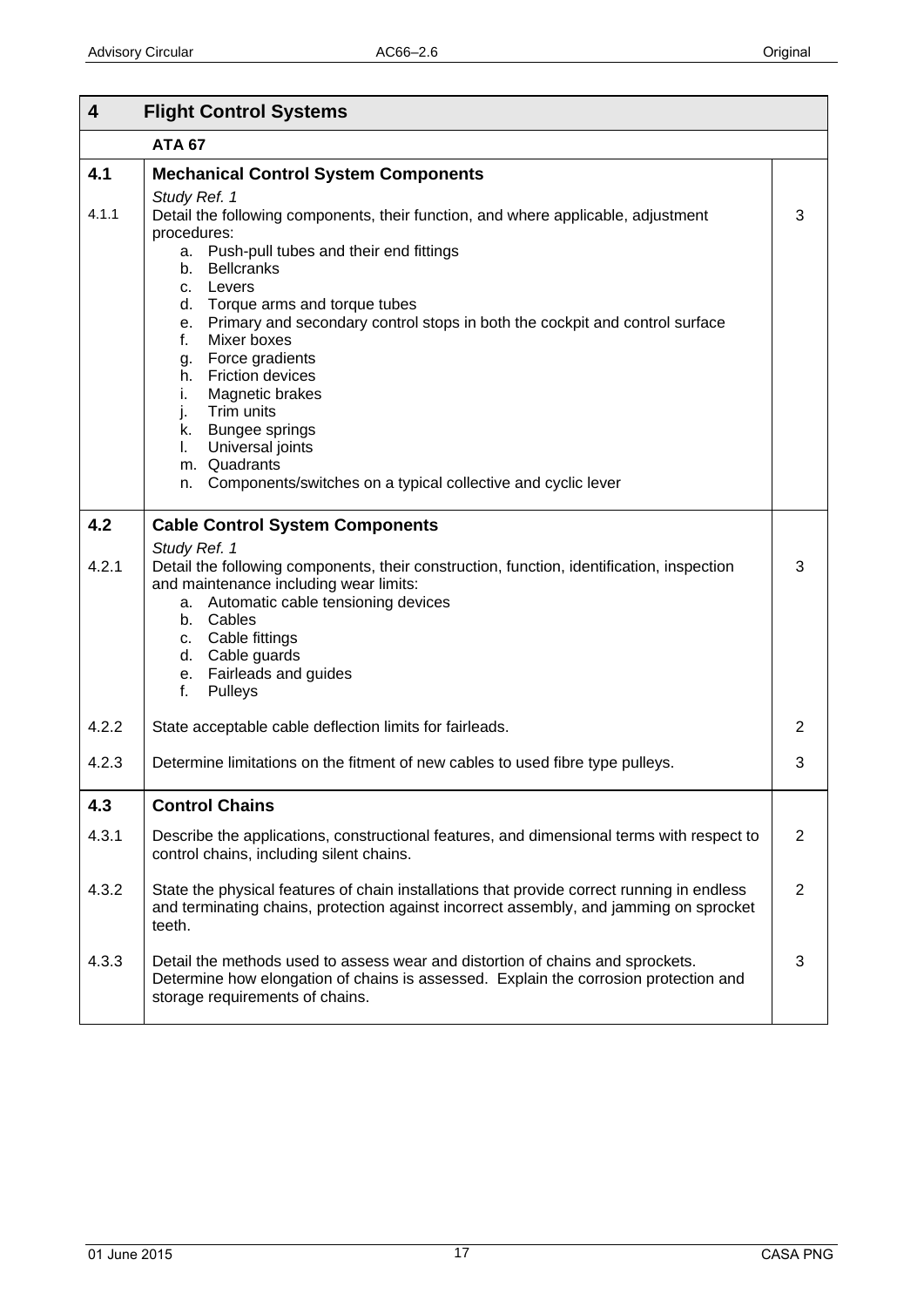| 4 | Flight Control Systems | |
|---|---|---|
| | **ATA 67** | |
| **4.1** | **Mechanical Control System Components** | |
| | *Study Ref. 1* | |
| 4.1.1 | Detail the following components, their function, and where applicable, adjustment procedures:<br>a. Push-pull tubes and their end fittings<br>b. Bellcranks<br>c. Levers<br>d. Torque arms and torque tubes<br>e. Primary and secondary control stops in both the cockpit and control surface<br>f. Mixer boxes<br>g. Force gradients<br>h. Friction devices<br>i. Magnetic brakes<br>j. Trim units<br>k. Bungee springs<br>l. Universal joints<br>m. Quadrants<br>n. Components/switches on a typical collective and cyclic lever | 3 |
| **4.2** | **Cable Control System Components** | |
| | *Study Ref. 1* | |
| 4.2.1 | Detail the following components, their construction, function, identification, inspection and maintenance including wear limits:<br>a. Automatic cable tensioning devices<br>b. Cables<br>c. Cable fittings<br>d. Cable guards<br>e. Fairleads and guides<br>f. Pulleys | 3 |
| 4.2.2 | State acceptable cable deflection limits for fairleads. | 2 |
| 4.2.3 | Determine limitations on the fitment of new cables to used fibre type pulleys. | 3 |
| **4.3** | **Control Chains** | |
| 4.3.1 | Describe the applications, constructional features, and dimensional terms with respect to control chains, including silent chains. | 2 |
| 4.3.2 | State the physical features of chain installations that provide correct running in endless and terminating chains, protection against incorrect assembly, and jamming on sprocket teeth. | 2 |
| 4.3.3 | Detail the methods used to assess wear and distortion of chains and sprockets. Determine how elongation of chains is assessed. Explain the corrosion protection and storage requirements of chains. | 3 |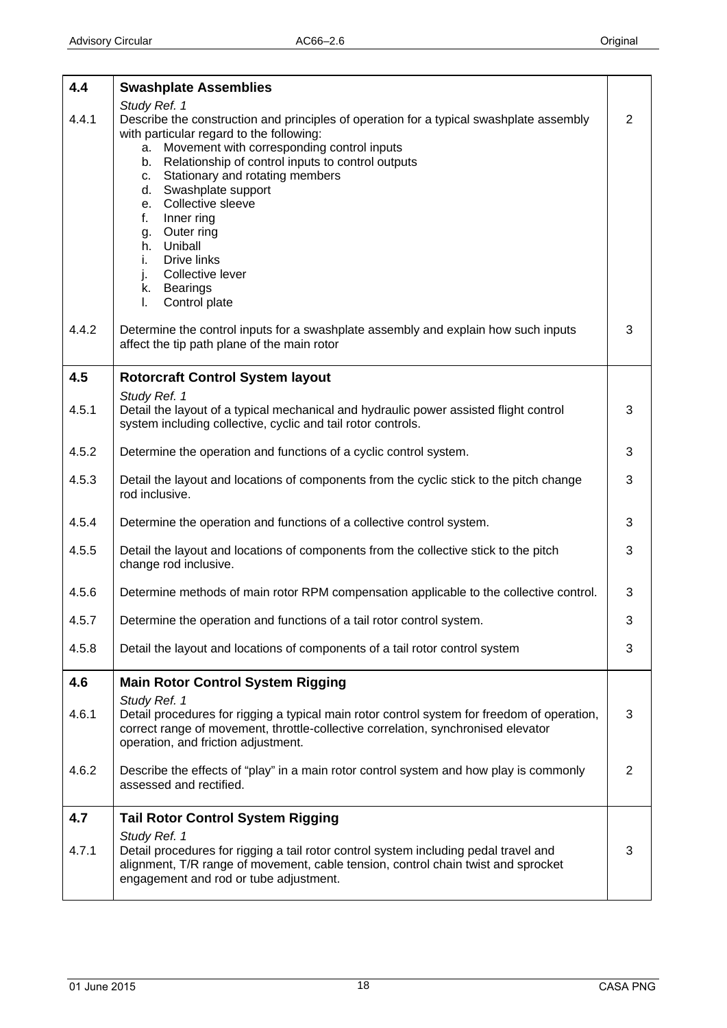| | | |
|---|---|---|
| **4.4** | **Swashplate Assemblies** | |
| | *Study Ref. 1* | |
| 4.4.1 | Describe the construction and principles of operation for a typical swashplate assembly with particular regard to the following:<br>a. Movement with corresponding control inputs<br>b. Relationship of control inputs to control outputs<br>c. Stationary and rotating members<br>d. Swashplate support<br>e. Collective sleeve<br>f. Inner ring<br>g. Outer ring<br>h. Uniball<br>i. Drive links<br>j. Collective lever<br>k. Bearings<br>l. Control plate | 2 |
| 4.4.2 | Determine the control inputs for a swashplate assembly and explain how such inputs affect the tip path plane of the main rotor | 3 |
| **4.5** | **Rotorcraft Control System layout** | |
| | *Study Ref. 1* | |
| 4.5.1 | Detail the layout of a typical mechanical and hydraulic power assisted flight control system including collective, cyclic and tail rotor controls. | 3 |
| 4.5.2 | Determine the operation and functions of a cyclic control system. | 3 |
| 4.5.3 | Detail the layout and locations of components from the cyclic stick to the pitch change rod inclusive. | 3 |
| 4.5.4 | Determine the operation and functions of a collective control system. | 3 |
| 4.5.5 | Detail the layout and locations of components from the collective stick to the pitch change rod inclusive. | 3 |
| 4.5.6 | Determine methods of main rotor RPM compensation applicable to the collective control. | 3 |
| 4.5.7 | Determine the operation and functions of a tail rotor control system. | 3 |
| 4.5.8 | Detail the layout and locations of components of a tail rotor control system | 3 |
| **4.6** | **Main Rotor Control System Rigging** | |
| | *Study Ref. 1* | |
| 4.6.1 | Detail procedures for rigging a typical main rotor control system for freedom of operation, correct range of movement, throttle-collective correlation, synchronised elevator operation, and friction adjustment. | 3 |
| 4.6.2 | Describe the effects of "play" in a main rotor control system and how play is commonly assessed and rectified. | 2 |
| **4.7** | **Tail Rotor Control System Rigging** | |
| | *Study Ref. 1* | |
| 4.7.1 | Detail procedures for rigging a tail rotor control system including pedal travel and alignment, T/R range of movement, cable tension, control chain twist and sprocket engagement and rod or tube adjustment. | 3 |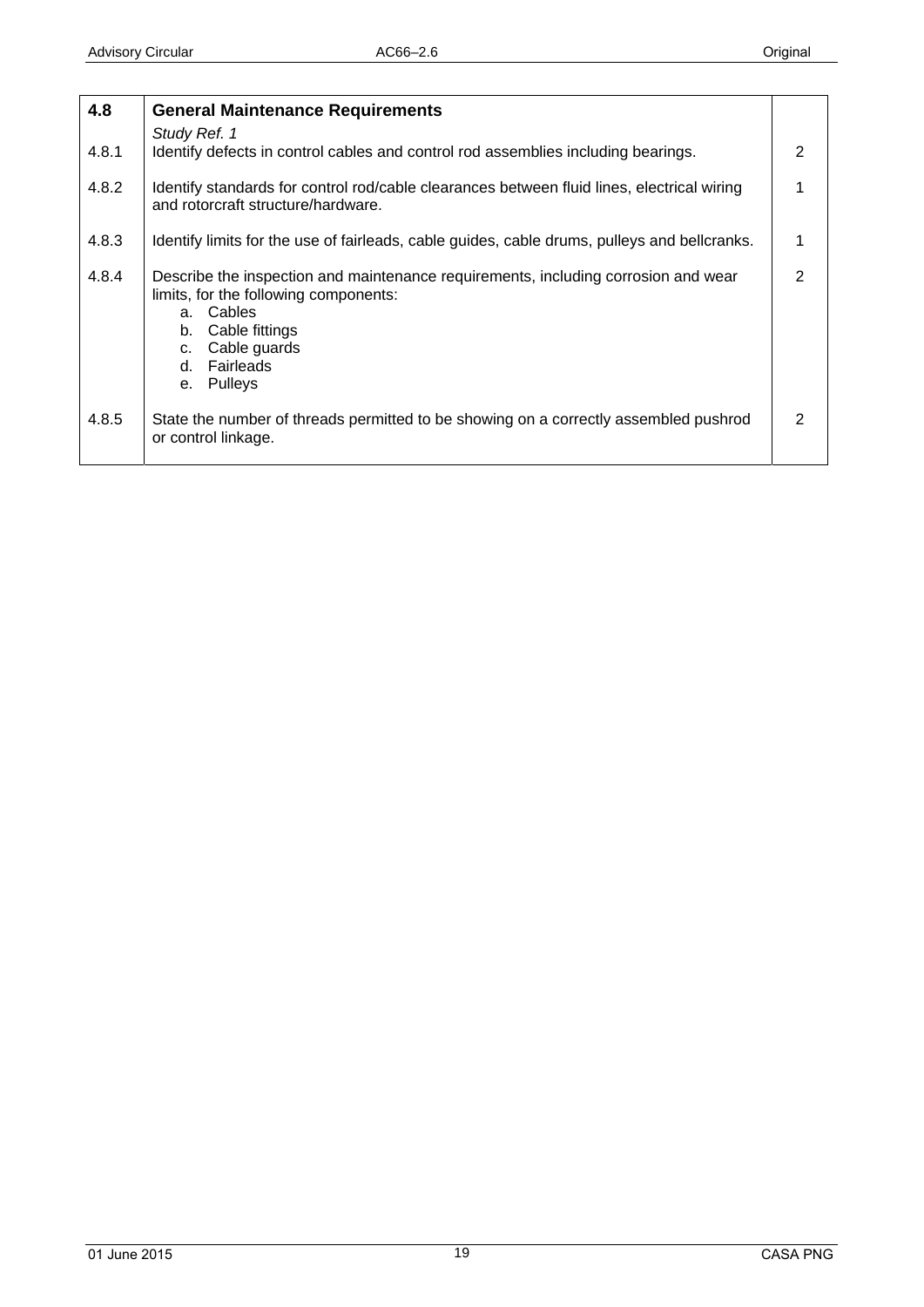| 4.8 | **General Maintenance Requirements** | |
|---|---|---|
| | *Study Ref. 1* | |
| 4.8.1 | Identify defects in control cables and control rod assemblies including bearings. | 2 |
| 4.8.2 | Identify standards for control rod/cable clearances between fluid lines, electrical wiring and rotorcraft structure/hardware. | 1 |
| 4.8.3 | Identify limits for the use of fairleads, cable guides, cable drums, pulleys and bellcranks. | 1 |
| 4.8.4 | Describe the inspection and maintenance requirements, including corrosion and wear limits, for the following components:<br>a. Cables<br>b. Cable fittings<br>c. Cable guards<br>d. Fairleads<br>e. Pulleys | 2 |
| 4.8.5 | State the number of threads permitted to be showing on a correctly assembled pushrod or control linkage. | 2 |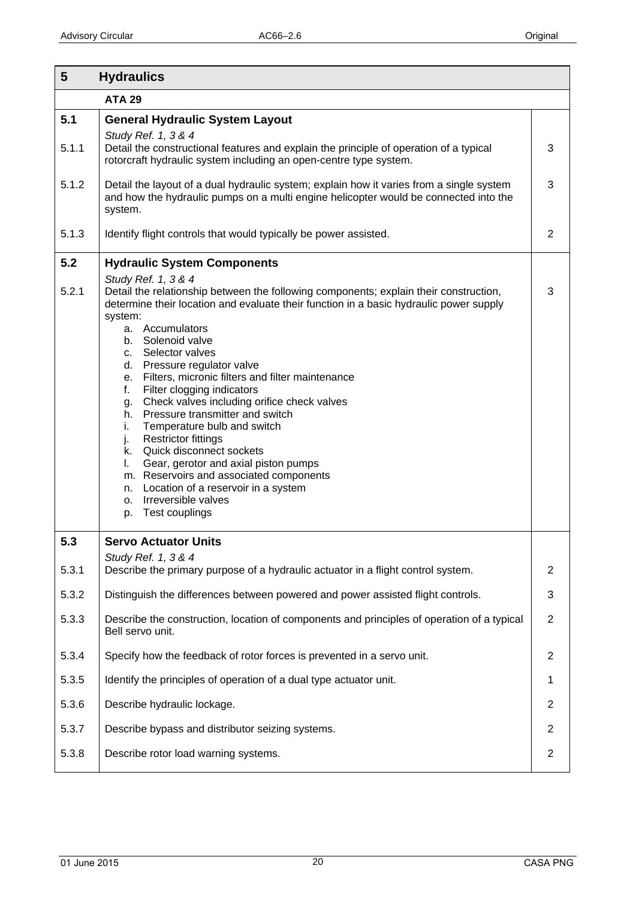| 5 | **Hydraulics** | |
|---|---|---|
| | **ATA 29** | |
| **5.1** | **General Hydraulic System Layout** | |
| | *Study Ref. 1, 3 & 4* | |
| 5.1.1 | Detail the constructional features and explain the principle of operation of a typical rotorcraft hydraulic system including an open-centre type system. | 3 |
| 5.1.2 | Detail the layout of a dual hydraulic system; explain how it varies from a single system and how the hydraulic pumps on a multi engine helicopter would be connected into the system. | 3 |
| 5.1.3 | Identify flight controls that would typically be power assisted. | 2 |
| **5.2** | **Hydraulic System Components** | |
| | *Study Ref. 1, 3 & 4* | |
| 5.2.1 | Detail the relationship between the following components; explain their construction, determine their location and evaluate their function in a basic hydraulic power supply system:<br>a. Accumulators<br>b. Solenoid valve<br>c. Selector valves<br>d. Pressure regulator valve<br>e. Filters, micronic filters and filter maintenance<br>f. Filter clogging indicators<br>g. Check valves including orifice check valves<br>h. Pressure transmitter and switch<br>i. Temperature bulb and switch<br>j. Restrictor fittings<br>k. Quick disconnect sockets<br>l. Gear, gerotor and axial piston pumps<br>m. Reservoirs and associated components<br>n. Location of a reservoir in a system<br>o. Irreversible valves<br>p. Test couplings | 3 |
| **5.3** | **Servo Actuator Units** | |
| | *Study Ref. 1, 3 & 4* | |
| 5.3.1 | Describe the primary purpose of a hydraulic actuator in a flight control system. | 2 |
| 5.3.2 | Distinguish the differences between powered and power assisted flight controls. | 3 |
| 5.3.3 | Describe the construction, location of components and principles of operation of a typical Bell servo unit. | 2 |
| 5.3.4 | Specify how the feedback of rotor forces is prevented in a servo unit. | 2 |
| 5.3.5 | Identify the principles of operation of a dual type actuator unit. | 1 |
| 5.3.6 | Describe hydraulic lockage. | 2 |
| 5.3.7 | Describe bypass and distributor seizing systems. | 2 |
| 5.3.8 | Describe rotor load warning systems. | 2 |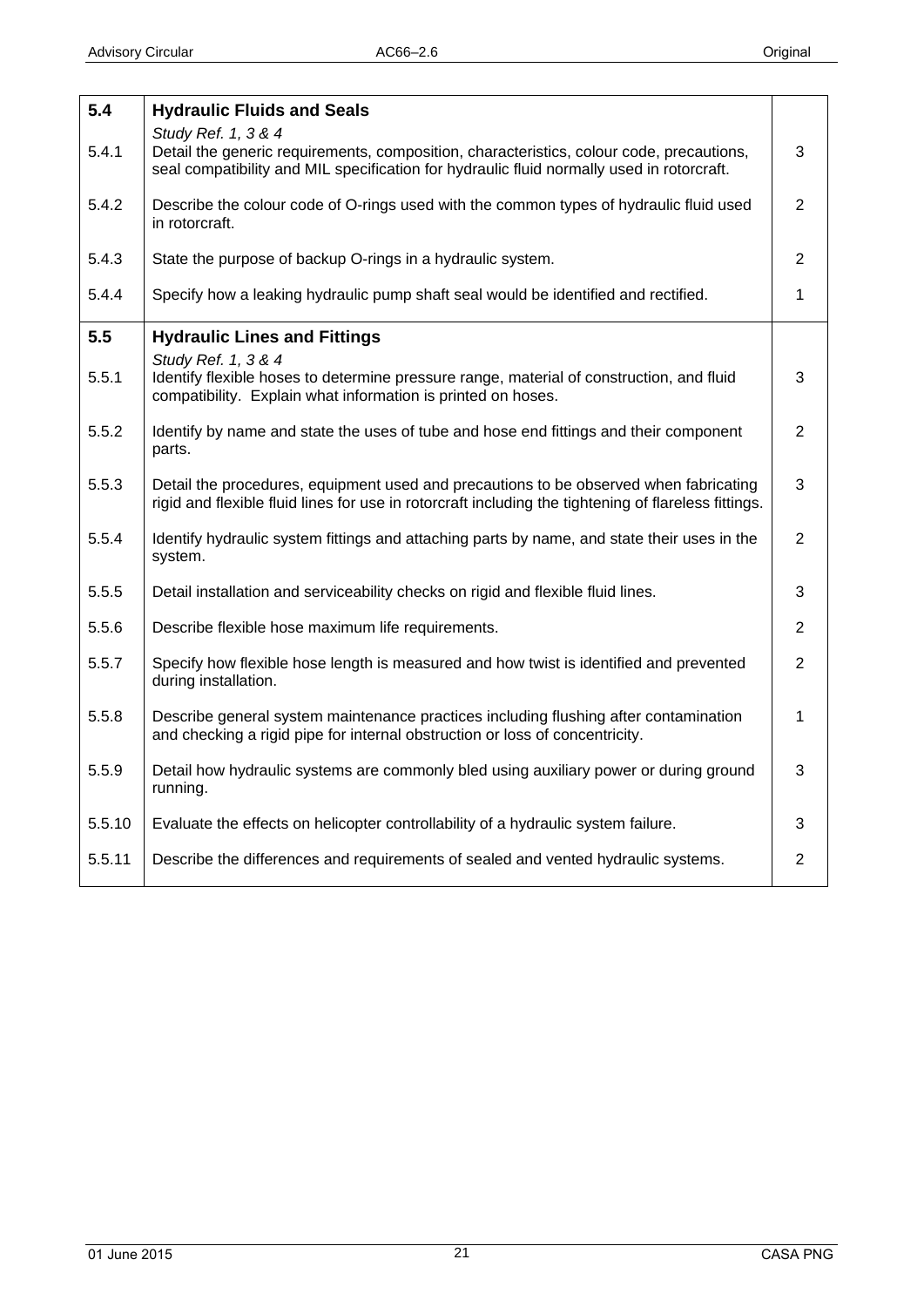| | | |
|---|---|---|
| **5.4** | **Hydraulic Fluids and Seals** | |
| | *Study Ref. 1, 3 & 4* | |
| 5.4.1 | Detail the generic requirements, composition, characteristics, colour code, precautions, seal compatibility and MIL specification for hydraulic fluid normally used in rotorcraft. | 3 |
| 5.4.2 | Describe the colour code of O-rings used with the common types of hydraulic fluid used in rotorcraft. | 2 |
| 5.4.3 | State the purpose of backup O-rings in a hydraulic system. | 2 |
| 5.4.4 | Specify how a leaking hydraulic pump shaft seal would be identified and rectified. | 1 |
| **5.5** | **Hydraulic Lines and Fittings** | |
| | *Study Ref. 1, 3 & 4* | |
| 5.5.1 | Identify flexible hoses to determine pressure range, material of construction, and fluid compatibility. Explain what information is printed on hoses. | 3 |
| 5.5.2 | Identify by name and state the uses of tube and hose end fittings and their component parts. | 2 |
| 5.5.3 | Detail the procedures, equipment used and precautions to be observed when fabricating rigid and flexible fluid lines for use in rotorcraft including the tightening of flareless fittings. | 3 |
| 5.5.4 | Identify hydraulic system fittings and attaching parts by name, and state their uses in the system. | 2 |
| 5.5.5 | Detail installation and serviceability checks on rigid and flexible fluid lines. | 3 |
| 5.5.6 | Describe flexible hose maximum life requirements. | 2 |
| 5.5.7 | Specify how flexible hose length is measured and how twist is identified and prevented during installation. | 2 |
| 5.5.8 | Describe general system maintenance practices including flushing after contamination and checking a rigid pipe for internal obstruction or loss of concentricity. | 1 |
| 5.5.9 | Detail how hydraulic systems are commonly bled using auxiliary power or during ground running. | 3 |
| 5.5.10 | Evaluate the effects on helicopter controllability of a hydraulic system failure. | 3 |
| 5.5.11 | Describe the differences and requirements of sealed and vented hydraulic systems. | 2 |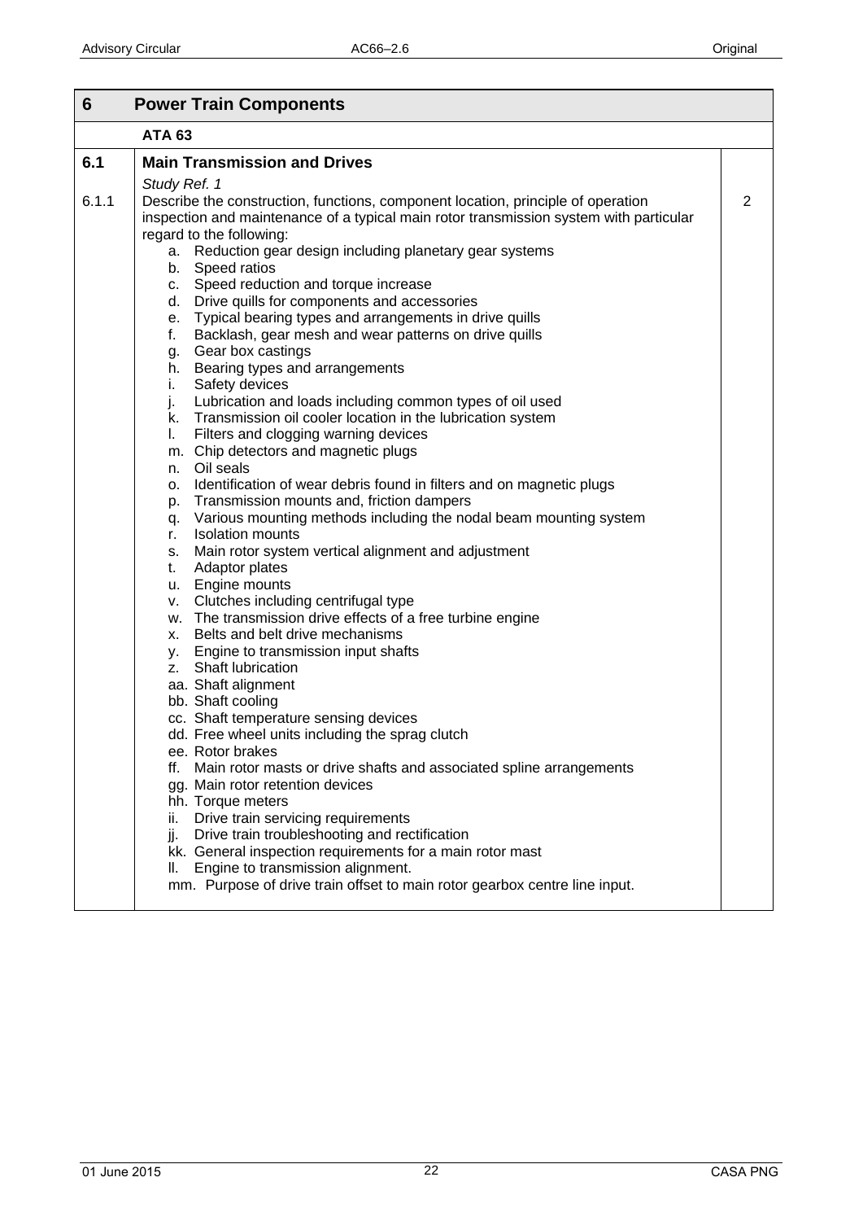| 6 | Power Train Components | |
|---|---|---|
| | **ATA 63** | |
| **6.1** | **Main Transmission and Drives** | |
| | *Study Ref. 1* | |
| 6.1.1 | Describe the construction, functions, component location, principle of operation inspection and maintenance of a typical main rotor transmission system with particular regard to the following:<br>a. Reduction gear design including planetary gear systems<br>b. Speed ratios<br>c. Speed reduction and torque increase<br>d. Drive quills for components and accessories<br>e. Typical bearing types and arrangements in drive quills<br>f. Backlash, gear mesh and wear patterns on drive quills<br>g. Gear box castings<br>h. Bearing types and arrangements<br>i. Safety devices<br>j. Lubrication and loads including common types of oil used<br>k. Transmission oil cooler location in the lubrication system<br>l. Filters and clogging warning devices<br>m. Chip detectors and magnetic plugs<br>n. Oil seals<br>o. Identification of wear debris found in filters and on magnetic plugs<br>p. Transmission mounts and, friction dampers<br>q. Various mounting methods including the nodal beam mounting system<br>r. Isolation mounts<br>s. Main rotor system vertical alignment and adjustment<br>t. Adaptor plates<br>u. Engine mounts<br>v. Clutches including centrifugal type<br>w. The transmission drive effects of a free turbine engine<br>x. Belts and belt drive mechanisms<br>y. Engine to transmission input shafts<br>z. Shaft lubrication<br>aa. Shaft alignment<br>bb. Shaft cooling<br>cc. Shaft temperature sensing devices<br>dd. Free wheel units including the sprag clutch<br>ee. Rotor brakes<br>ff. Main rotor masts or drive shafts and associated spline arrangements<br>gg. Main rotor retention devices<br>hh. Torque meters<br>ii. Drive train servicing requirements<br>jj. Drive train troubleshooting and rectification<br>kk. General inspection requirements for a main rotor mast<br>ll. Engine to transmission alignment.<br>mm. Purpose of drive train offset to main rotor gearbox centre line input. | 2 |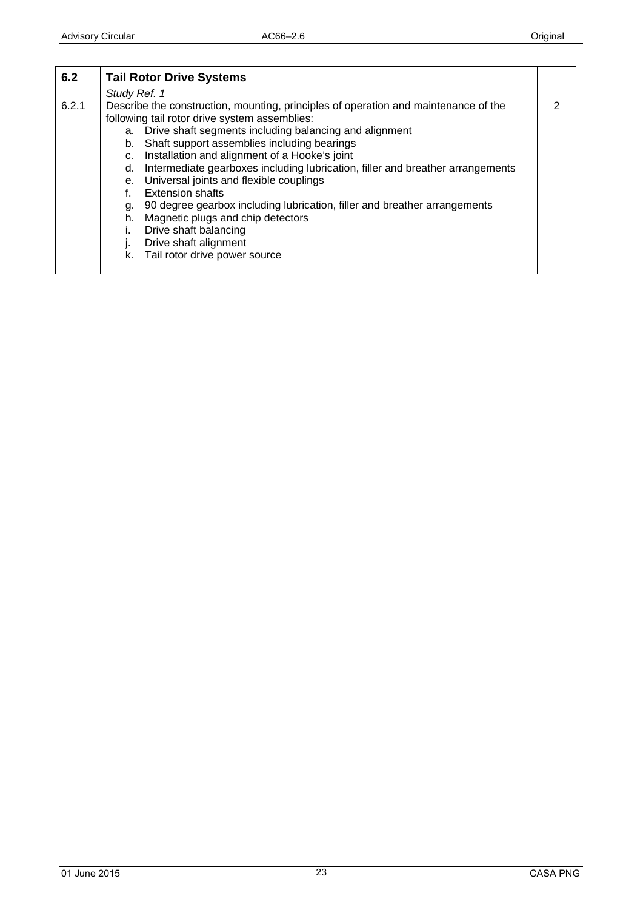| 6.2 | **Tail Rotor Drive Systems** | |
|---|---|---|
| | *Study Ref. 1* | |
| 6.2.1 | Describe the construction, mounting, principles of operation and maintenance of the following tail rotor drive system assemblies:<br>a. Drive shaft segments including balancing and alignment<br>b. Shaft support assemblies including bearings<br>c. Installation and alignment of a Hooke's joint<br>d. Intermediate gearboxes including lubrication, filler and breather arrangements<br>e. Universal joints and flexible couplings<br>f. Extension shafts<br>g. 90 degree gearbox including lubrication, filler and breather arrangements<br>h. Magnetic plugs and chip detectors<br>i. Drive shaft balancing<br>j. Drive shaft alignment<br>k. Tail rotor drive power source | 2 |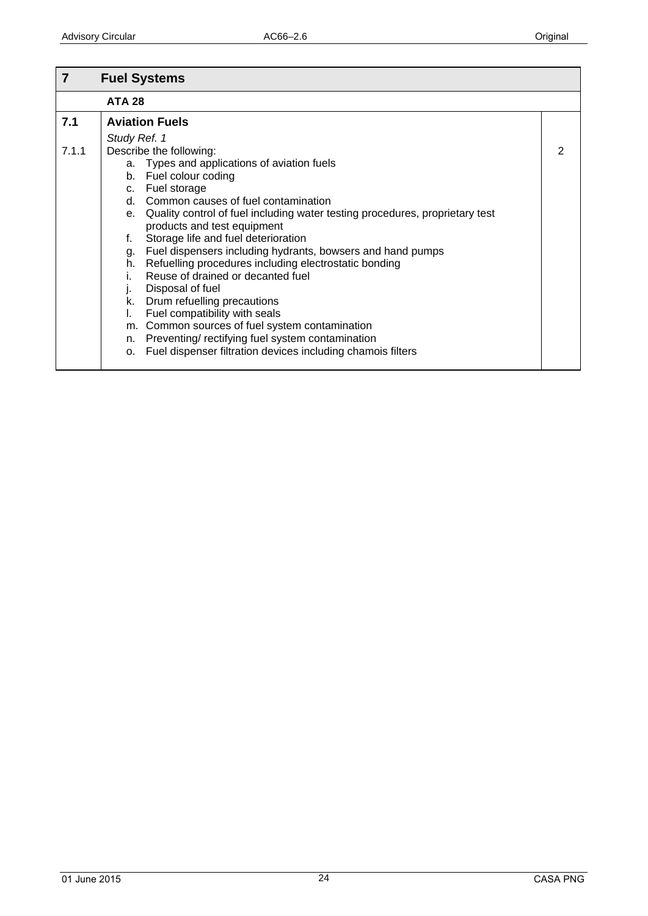| 7 | Fuel Systems | |
|---|---|---|
| | **ATA 28** | |
| **7.1** | **Aviation Fuels**<br>*Study Ref. 1* | |
| 7.1.1 | Describe the following:<br>a. Types and applications of aviation fuels<br>b. Fuel colour coding<br>c. Fuel storage<br>d. Common causes of fuel contamination<br>e. Quality control of fuel including water testing procedures, proprietary test products and test equipment<br>f. Storage life and fuel deterioration<br>g. Fuel dispensers including hydrants, bowsers and hand pumps<br>h. Refuelling procedures including electrostatic bonding<br>i. Reuse of drained or decanted fuel<br>j. Disposal of fuel<br>k. Drum refuelling precautions<br>l. Fuel compatibility with seals<br>m. Common sources of fuel system contamination<br>n. Preventing/ rectifying fuel system contamination<br>o. Fuel dispenser filtration devices including chamois filters | 2 |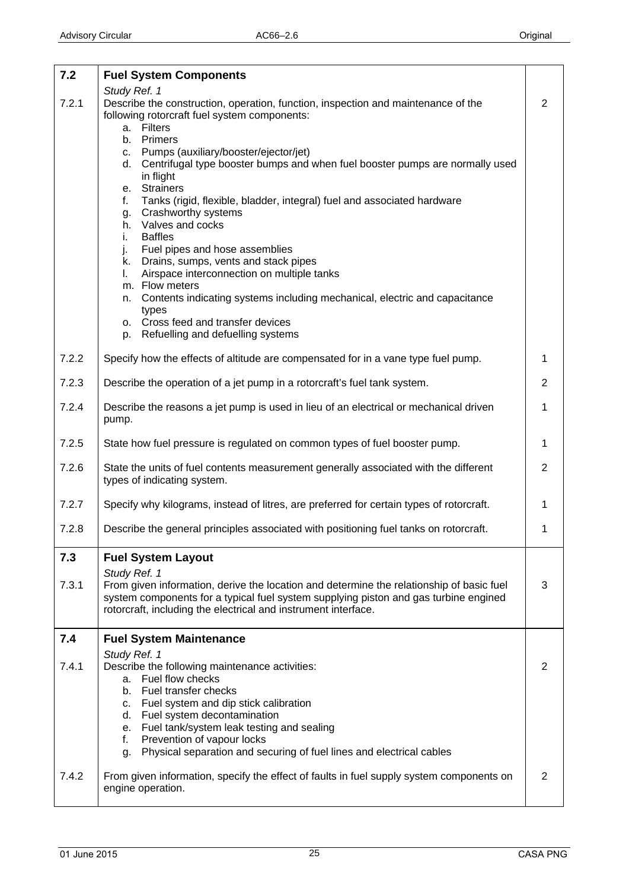| | | |
|---|---|---|
| **7.2** | **Fuel System Components**<br>*Study Ref. 1* | |
| 7.2.1 | Describe the construction, operation, function, inspection and maintenance of the following rotorcraft fuel system components:<br>a. Filters<br>b. Primers<br>c. Pumps (auxiliary/booster/ejector/jet)<br>d. Centrifugal type booster bumps and when fuel booster pumps are normally used in flight<br>e. Strainers<br>f. Tanks (rigid, flexible, bladder, integral) fuel and associated hardware<br>g. Crashworthy systems<br>h. Valves and cocks<br>i. Baffles<br>j. Fuel pipes and hose assemblies<br>k. Drains, sumps, vents and stack pipes<br>l. Airspace interconnection on multiple tanks<br>m. Flow meters<br>n. Contents indicating systems including mechanical, electric and capacitance types<br>o. Cross feed and transfer devices<br>p. Refuelling and defuelling systems | 2 |
| 7.2.2 | Specify how the effects of altitude are compensated for in a vane type fuel pump. | 1 |
| 7.2.3 | Describe the operation of a jet pump in a rotorcraft's fuel tank system. | 2 |
| 7.2.4 | Describe the reasons a jet pump is used in lieu of an electrical or mechanical driven pump. | 1 |
| 7.2.5 | State how fuel pressure is regulated on common types of fuel booster pump. | 1 |
| 7.2.6 | State the units of fuel contents measurement generally associated with the different types of indicating system. | 2 |
| 7.2.7 | Specify why kilograms, instead of litres, are preferred for certain types of rotorcraft. | 1 |
| 7.2.8 | Describe the general principles associated with positioning fuel tanks on rotorcraft. | 1 |
| **7.3** | **Fuel System Layout**<br>*Study Ref. 1* | |
| 7.3.1 | From given information, derive the location and determine the relationship of basic fuel system components for a typical fuel system supplying piston and gas turbine engined rotorcraft, including the electrical and instrument interface. | 3 |
| **7.4** | **Fuel System Maintenance**<br>*Study Ref. 1* | |
| 7.4.1 | Describe the following maintenance activities:<br>a. Fuel flow checks<br>b. Fuel transfer checks<br>c. Fuel system and dip stick calibration<br>d. Fuel system decontamination<br>e. Fuel tank/system leak testing and sealing<br>f. Prevention of vapour locks<br>g. Physical separation and securing of fuel lines and electrical cables | 2 |
| 7.4.2 | From given information, specify the effect of faults in fuel supply system components on engine operation. | 2 |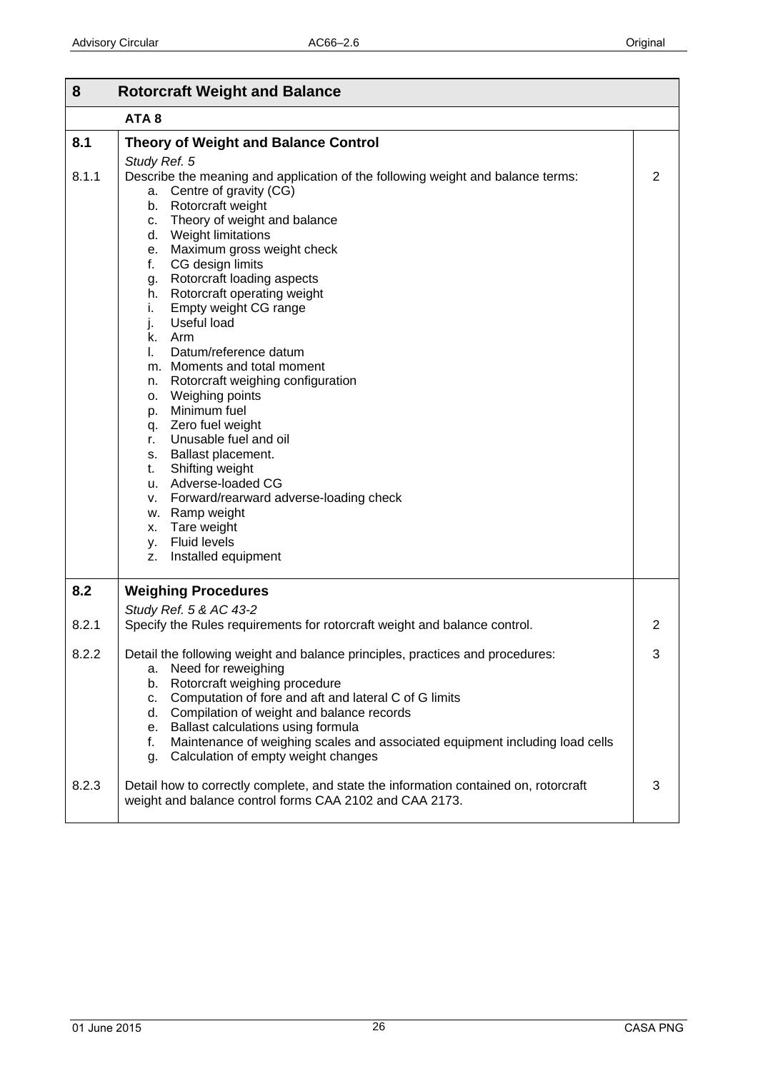| 8 | Rotorcraft Weight and Balance | |
|---|---|---|
| | **ATA 8** | |
| **8.1** | **Theory of Weight and Balance Control** | |
| | *Study Ref. 5* | |
| 8.1.1 | Describe the meaning and application of the following weight and balance terms:<br>a. Centre of gravity (CG)<br>b. Rotorcraft weight<br>c. Theory of weight and balance<br>d. Weight limitations<br>e. Maximum gross weight check<br>f. CG design limits<br>g. Rotorcraft loading aspects<br>h. Rotorcraft operating weight<br>i. Empty weight CG range<br>j. Useful load<br>k. Arm<br>l. Datum/reference datum<br>m. Moments and total moment<br>n. Rotorcraft weighing configuration<br>o. Weighing points<br>p. Minimum fuel<br>q. Zero fuel weight<br>r. Unusable fuel and oil<br>s. Ballast placement.<br>t. Shifting weight<br>u. Adverse-loaded CG<br>v. Forward/rearward adverse-loading check<br>w. Ramp weight<br>x. Tare weight<br>y. Fluid levels<br>z. Installed equipment | 2 |
| **8.2** | **Weighing Procedures** | |
| | *Study Ref. 5 & AC 43-2* | |
| 8.2.1 | Specify the Rules requirements for rotorcraft weight and balance control. | 2 |
| 8.2.2 | Detail the following weight and balance principles, practices and procedures:<br>a. Need for reweighing<br>b. Rotorcraft weighing procedure<br>c. Computation of fore and aft and lateral C of G limits<br>d. Compilation of weight and balance records<br>e. Ballast calculations using formula<br>f. Maintenance of weighing scales and associated equipment including load cells<br>g. Calculation of empty weight changes | 3 |
| 8.2.3 | Detail how to correctly complete, and state the information contained on, rotorcraft weight and balance control forms CAA 2102 and CAA 2173. | 3 |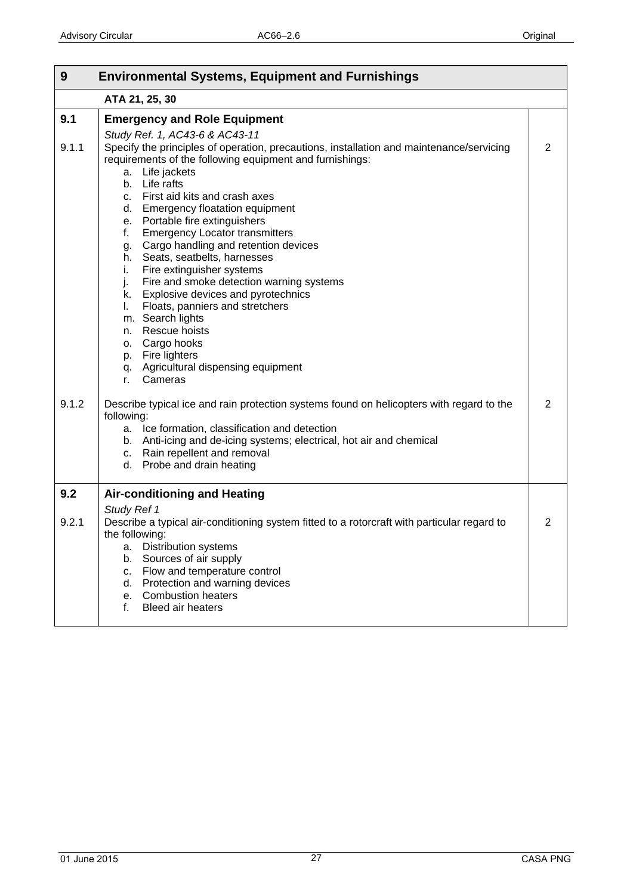| 9 | Environmental Systems, Equipment and Furnishings | |
|---|---|---|
| | **ATA 21, 25, 30** | |
| **9.1** | **Emergency and Role Equipment** | |
| | *Study Ref. 1, AC43-6 & AC43-11* | |
| 9.1.1 | Specify the principles of operation, precautions, installation and maintenance/servicing requirements of the following equipment and furnishings:<br>a. Life jackets<br>b. Life rafts<br>c. First aid kits and crash axes<br>d. Emergency floatation equipment<br>e. Portable fire extinguishers<br>f. Emergency Locator transmitters<br>g. Cargo handling and retention devices<br>h. Seats, seatbelts, harnesses<br>i. Fire extinguisher systems<br>j. Fire and smoke detection warning systems<br>k. Explosive devices and pyrotechnics<br>l. Floats, panniers and stretchers<br>m. Search lights<br>n. Rescue hoists<br>o. Cargo hooks<br>p. Fire lighters<br>q. Agricultural dispensing equipment<br>r. Cameras | 2 |
| 9.1.2 | Describe typical ice and rain protection systems found on helicopters with regard to the following:<br>a. Ice formation, classification and detection<br>b. Anti-icing and de-icing systems; electrical, hot air and chemical<br>c. Rain repellent and removal<br>d. Probe and drain heating | 2 |
| **9.2** | **Air-conditioning and Heating** | |
| | *Study Ref 1* | |
| 9.2.1 | Describe a typical air-conditioning system fitted to a rotorcraft with particular regard to the following:<br>a. Distribution systems<br>b. Sources of air supply<br>c. Flow and temperature control<br>d. Protection and warning devices<br>e. Combustion heaters<br>f. Bleed air heaters | 2 |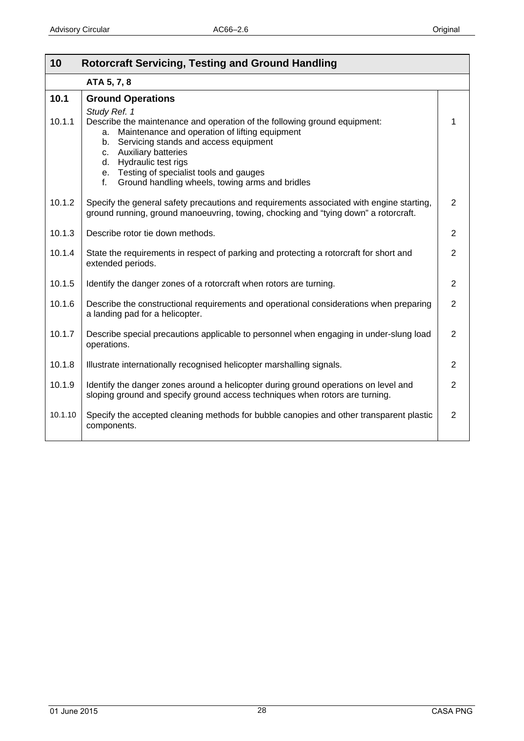| 10 | Rotorcraft Servicing, Testing and Ground Handling | |
|---|---|---|
| | **ATA 5, 7, 8** | |
| **10.1** | **Ground Operations** | |
| | *Study Ref. 1* | |
| 10.1.1 | Describe the maintenance and operation of the following ground equipment:<br>a. Maintenance and operation of lifting equipment<br>b. Servicing stands and access equipment<br>c. Auxiliary batteries<br>d. Hydraulic test rigs<br>e. Testing of specialist tools and gauges<br>f. Ground handling wheels, towing arms and bridles | 1 |
| 10.1.2 | Specify the general safety precautions and requirements associated with engine starting, ground running, ground manoeuvring, towing, chocking and "tying down" a rotorcraft. | 2 |
| 10.1.3 | Describe rotor tie down methods. | 2 |
| 10.1.4 | State the requirements in respect of parking and protecting a rotorcraft for short and extended periods. | 2 |
| 10.1.5 | Identify the danger zones of a rotorcraft when rotors are turning. | 2 |
| 10.1.6 | Describe the constructional requirements and operational considerations when preparing a landing pad for a helicopter. | 2 |
| 10.1.7 | Describe special precautions applicable to personnel when engaging in under-slung load operations. | 2 |
| 10.1.8 | Illustrate internationally recognised helicopter marshalling signals. | 2 |
| 10.1.9 | Identify the danger zones around a helicopter during ground operations on level and sloping ground and specify ground access techniques when rotors are turning. | 2 |
| 10.1.10 | Specify the accepted cleaning methods for bubble canopies and other transparent plastic components. | 2 |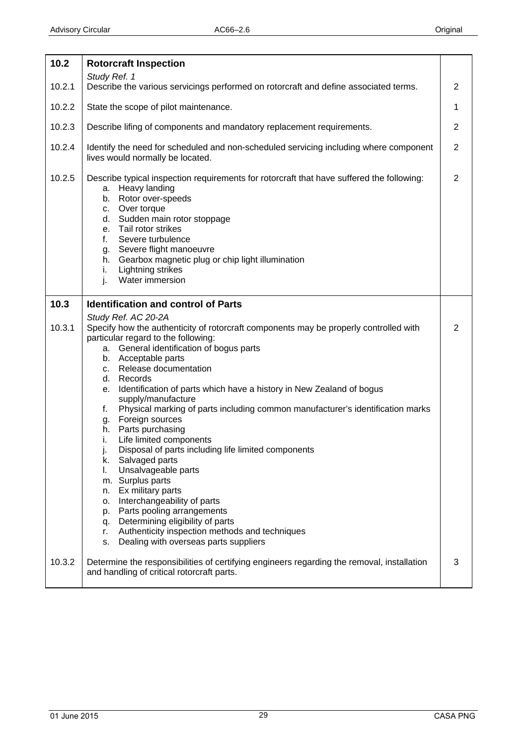| | | |
|---|---|---|
| **10.2** | **Rotorcraft Inspection** | |
| | *Study Ref. 1* | |
| 10.2.1 | Describe the various servicings performed on rotorcraft and define associated terms. | 2 |
| 10.2.2 | State the scope of pilot maintenance. | 1 |
| 10.2.3 | Describe lifing of components and mandatory replacement requirements. | 2 |
| 10.2.4 | Identify the need for scheduled and non-scheduled servicing including where component lives would normally be located. | 2 |
| 10.2.5 | Describe typical inspection requirements for rotorcraft that have suffered the following:<br>a. Heavy landing<br>b. Rotor over-speeds<br>c. Over torque<br>d. Sudden main rotor stoppage<br>e. Tail rotor strikes<br>f. Severe turbulence<br>g. Severe flight manoeuvre<br>h. Gearbox magnetic plug or chip light illumination<br>i. Lightning strikes<br>j. Water immersion | 2 |
| **10.3** | **Identification and control of Parts** | |
| | *Study Ref. AC 20-2A* | |
| 10.3.1 | Specify how the authenticity of rotorcraft components may be properly controlled with particular regard to the following:<br>a. General identification of bogus parts<br>b. Acceptable parts<br>c. Release documentation<br>d. Records<br>e. Identification of parts which have a history in New Zealand of bogus supply/manufacture<br>f. Physical marking of parts including common manufacturer's identification marks<br>g. Foreign sources<br>h. Parts purchasing<br>i. Life limited components<br>j. Disposal of parts including life limited components<br>k. Salvaged parts<br>l. Unsalvageable parts<br>m. Surplus parts<br>n. Ex military parts<br>o. Interchangeability of parts<br>p. Parts pooling arrangements<br>q. Determining eligibility of parts<br>r. Authenticity inspection methods and techniques<br>s. Dealing with overseas parts suppliers | 2 |
| 10.3.2 | Determine the responsibilities of certifying engineers regarding the removal, installation and handling of critical rotorcraft parts. | 3 |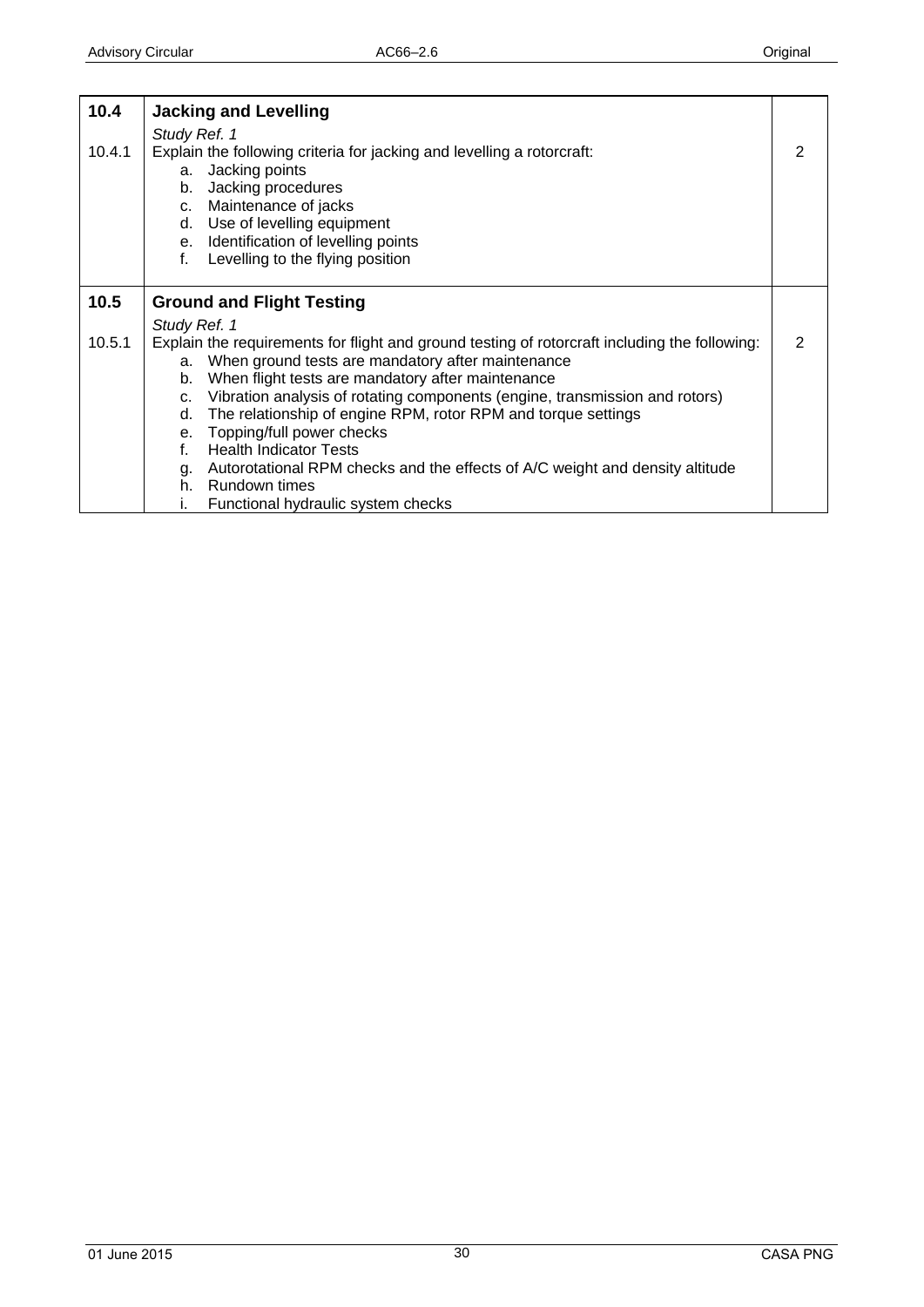| | | |
|---|---|---|
| **10.4** | **Jacking and Levelling** | |
| | *Study Ref. 1* | |
| 10.4.1 | Explain the following criteria for jacking and levelling a rotorcraft:<br>a. Jacking points<br>b. Jacking procedures<br>c. Maintenance of jacks<br>d. Use of levelling equipment<br>e. Identification of levelling points<br>f. Levelling to the flying position | 2 |
| **10.5** | **Ground and Flight Testing** | |
| | *Study Ref. 1* | |
| 10.5.1 | Explain the requirements for flight and ground testing of rotorcraft including the following:<br>a. When ground tests are mandatory after maintenance<br>b. When flight tests are mandatory after maintenance<br>c. Vibration analysis of rotating components (engine, transmission and rotors)<br>d. The relationship of engine RPM, rotor RPM and torque settings<br>e. Topping/full power checks<br>f. Health Indicator Tests<br>g. Autorotational RPM checks and the effects of A/C weight and density altitude<br>h. Rundown times<br>i. Functional hydraulic system checks | 2 |